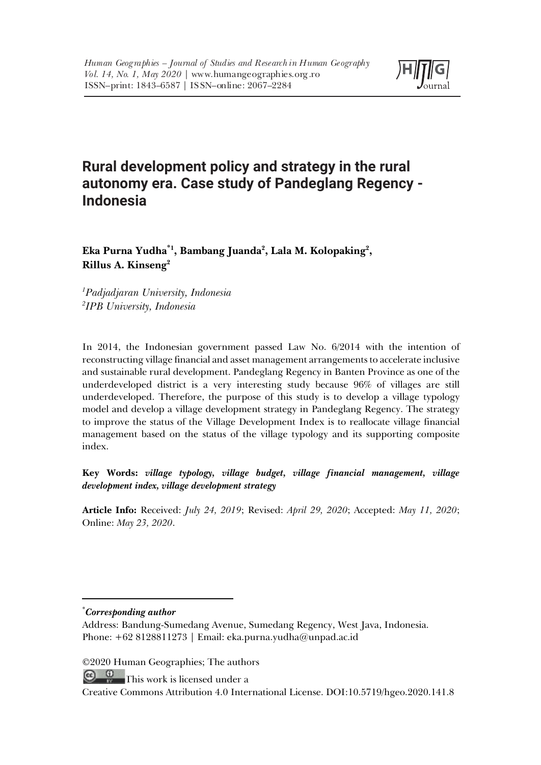# Rural development policy and strategy in the rural autonomy era. Case study of Pandeglang Regency - Indonesia

**Eka Purna Yudha*[1], Bambang Juanda[2], Lala M. Kolopaking[2], Rillus A. Kinseng[2]**

[1]*Padjadjaran University, Indonesia*
[2]*IPB University, Indonesia*

In 2014, the Indonesian government passed Law No. 6/2014 with the intention of reconstructing village financial and asset management arrangements to accelerate inclusive and sustainable rural development. Pandeglang Regency in Banten Province as one of the underdeveloped district is a very interesting study because 96% of villages are still underdeveloped. Therefore, the purpose of this study is to develop a village typology model and develop a village development strategy in Pandeglang Regency. The strategy to improve the status of the Village Development Index is to reallocate village financial management based on the status of the village typology and its supporting composite index.

**Key Words:** ***village typology, village budget, village financial management, village development index, village development strategy***

**Article Info:** Received: *July 24, 2019*; Revised: *April 29, 2020*; Accepted: *May 11, 2020*; Online: *May 23, 2020*.

---

****Corresponding author***

Address: Bandung-Sumedang Avenue, Sumedang Regency, West Java, Indonesia.
Phone: +62 8128811273 | Email: eka.purna.yudha@unpad.ac.id

©2020 Human Geographies; The authors

This work is licensed under a
Creative Commons Attribution 4.0 International License. DOI:10.5719/hgeo.2020.141.8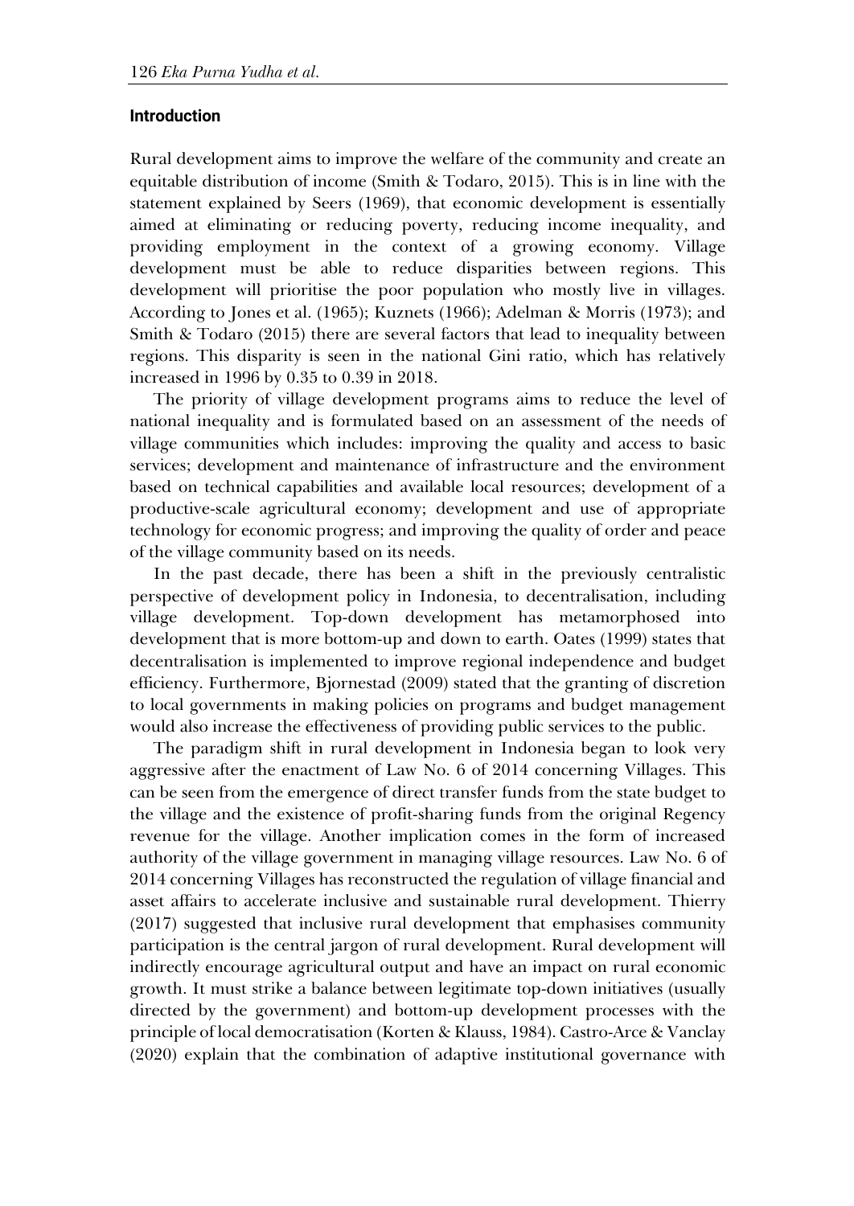## Introduction

Rural development aims to improve the welfare of the community and create an equitable distribution of income (Smith & Todaro, 2015). This is in line with the statement explained by Seers (1969), that economic development is essentially aimed at eliminating or reducing poverty, reducing income inequality, and providing employment in the context of a growing economy. Village development must be able to reduce disparities between regions. This development will prioritise the poor population who mostly live in villages. According to Jones et al. (1965); Kuznets (1966); Adelman & Morris (1973); and Smith & Todaro (2015) there are several factors that lead to inequality between regions. This disparity is seen in the national Gini ratio, which has relatively increased in 1996 by 0.35 to 0.39 in 2018.

The priority of village development programs aims to reduce the level of national inequality and is formulated based on an assessment of the needs of village communities which includes: improving the quality and access to basic services; development and maintenance of infrastructure and the environment based on technical capabilities and available local resources; development of a productive-scale agricultural economy; development and use of appropriate technology for economic progress; and improving the quality of order and peace of the village community based on its needs.

In the past decade, there has been a shift in the previously centralistic perspective of development policy in Indonesia, to decentralisation, including village development. Top-down development has metamorphosed into development that is more bottom-up and down to earth. Oates (1999) states that decentralisation is implemented to improve regional independence and budget efficiency. Furthermore, Bjornestad (2009) stated that the granting of discretion to local governments in making policies on programs and budget management would also increase the effectiveness of providing public services to the public.

The paradigm shift in rural development in Indonesia began to look very aggressive after the enactment of Law No. 6 of 2014 concerning Villages. This can be seen from the emergence of direct transfer funds from the state budget to the village and the existence of profit-sharing funds from the original Regency revenue for the village. Another implication comes in the form of increased authority of the village government in managing village resources. Law No. 6 of 2014 concerning Villages has reconstructed the regulation of village financial and asset affairs to accelerate inclusive and sustainable rural development. Thierry (2017) suggested that inclusive rural development that emphasises community participation is the central jargon of rural development. Rural development will indirectly encourage agricultural output and have an impact on rural economic growth. It must strike a balance between legitimate top-down initiatives (usually directed by the government) and bottom-up development processes with the principle of local democratisation (Korten & Klauss, 1984). Castro-Arce & Vanclay (2020) explain that the combination of adaptive institutional governance with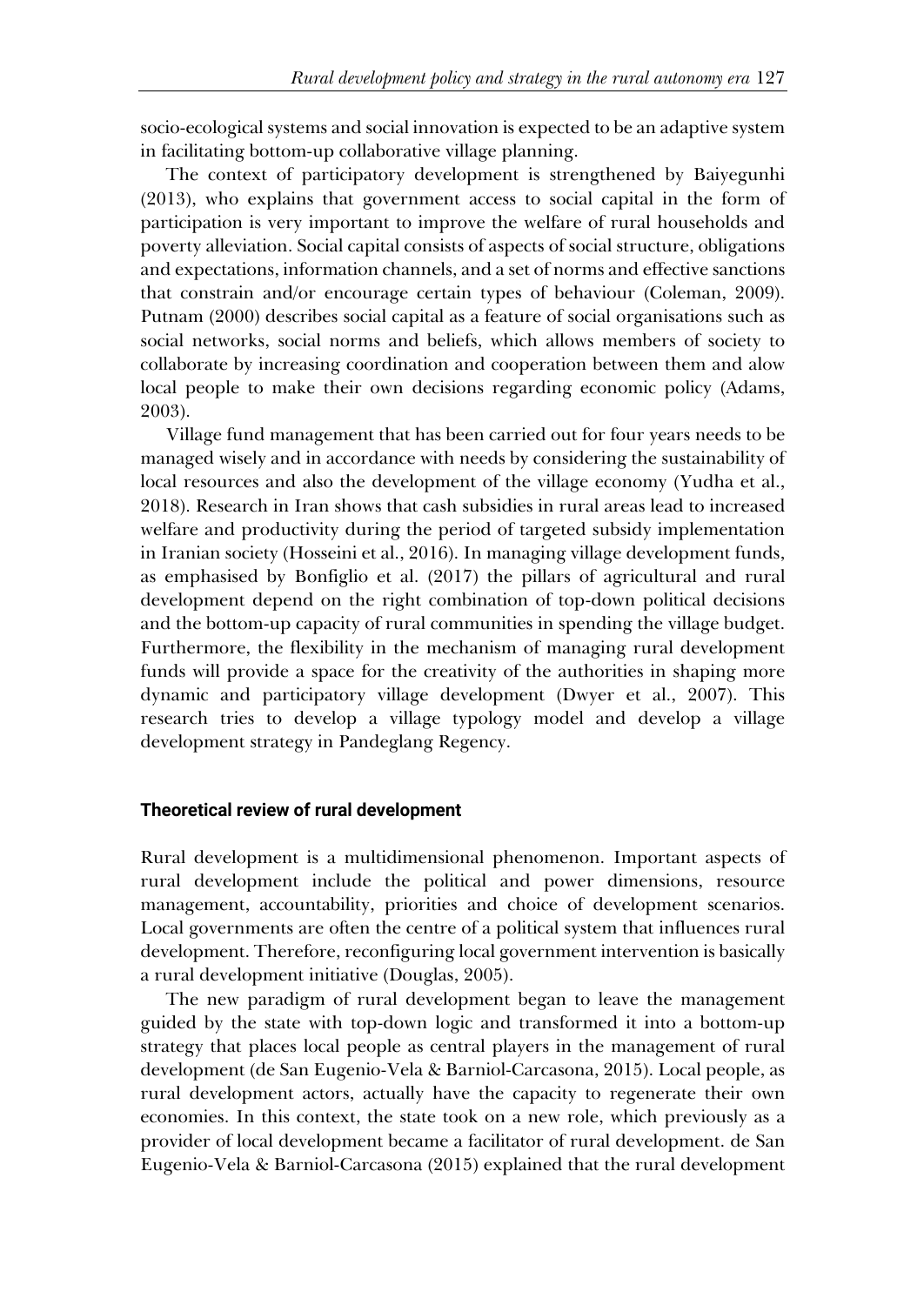socio-ecological systems and social innovation is expected to be an adaptive system in facilitating bottom-up collaborative village planning.

The context of participatory development is strengthened by Baiyegunhi (2013), who explains that government access to social capital in the form of participation is very important to improve the welfare of rural households and poverty alleviation. Social capital consists of aspects of social structure, obligations and expectations, information channels, and a set of norms and effective sanctions that constrain and/or encourage certain types of behaviour (Coleman, 2009). Putnam (2000) describes social capital as a feature of social organisations such as social networks, social norms and beliefs, which allows members of society to collaborate by increasing coordination and cooperation between them and alow local people to make their own decisions regarding economic policy (Adams, 2003).

Village fund management that has been carried out for four years needs to be managed wisely and in accordance with needs by considering the sustainability of local resources and also the development of the village economy (Yudha et al., 2018). Research in Iran shows that cash subsidies in rural areas lead to increased welfare and productivity during the period of targeted subsidy implementation in Iranian society (Hosseini et al., 2016). In managing village development funds, as emphasised by Bonfiglio et al. (2017) the pillars of agricultural and rural development depend on the right combination of top-down political decisions and the bottom-up capacity of rural communities in spending the village budget. Furthermore, the flexibility in the mechanism of managing rural development funds will provide a space for the creativity of the authorities in shaping more dynamic and participatory village development (Dwyer et al., 2007). This research tries to develop a village typology model and develop a village development strategy in Pandeglang Regency.

## Theoretical review of rural development

Rural development is a multidimensional phenomenon. Important aspects of rural development include the political and power dimensions, resource management, accountability, priorities and choice of development scenarios. Local governments are often the centre of a political system that influences rural development. Therefore, reconfiguring local government intervention is basically a rural development initiative (Douglas, 2005).

The new paradigm of rural development began to leave the management guided by the state with top-down logic and transformed it into a bottom-up strategy that places local people as central players in the management of rural development (de San Eugenio-Vela & Barniol-Carcasona, 2015). Local people, as rural development actors, actually have the capacity to regenerate their own economies. In this context, the state took on a new role, which previously as a provider of local development became a facilitator of rural development. de San Eugenio-Vela & Barniol-Carcasona (2015) explained that the rural development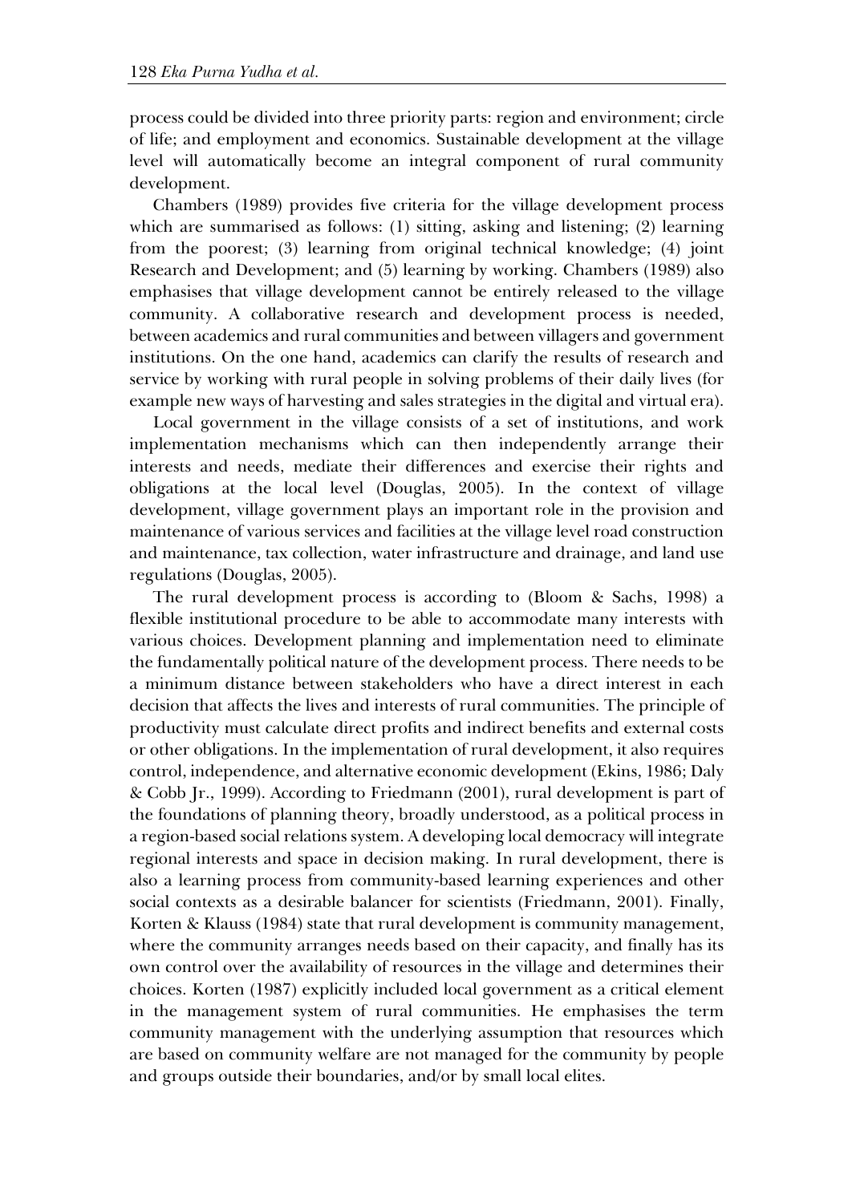process could be divided into three priority parts: region and environment; circle of life; and employment and economics. Sustainable development at the village level will automatically become an integral component of rural community development.

Chambers (1989) provides five criteria for the village development process which are summarised as follows: (1) sitting, asking and listening; (2) learning from the poorest; (3) learning from original technical knowledge; (4) joint Research and Development; and (5) learning by working. Chambers (1989) also emphasises that village development cannot be entirely released to the village community. A collaborative research and development process is needed, between academics and rural communities and between villagers and government institutions. On the one hand, academics can clarify the results of research and service by working with rural people in solving problems of their daily lives (for example new ways of harvesting and sales strategies in the digital and virtual era).

Local government in the village consists of a set of institutions, and work implementation mechanisms which can then independently arrange their interests and needs, mediate their differences and exercise their rights and obligations at the local level (Douglas, 2005). In the context of village development, village government plays an important role in the provision and maintenance of various services and facilities at the village level road construction and maintenance, tax collection, water infrastructure and drainage, and land use regulations (Douglas, 2005).

The rural development process is according to (Bloom & Sachs, 1998) a flexible institutional procedure to be able to accommodate many interests with various choices. Development planning and implementation need to eliminate the fundamentally political nature of the development process. There needs to be a minimum distance between stakeholders who have a direct interest in each decision that affects the lives and interests of rural communities. The principle of productivity must calculate direct profits and indirect benefits and external costs or other obligations. In the implementation of rural development, it also requires control, independence, and alternative economic development (Ekins, 1986; Daly & Cobb Jr., 1999). According to Friedmann (2001), rural development is part of the foundations of planning theory, broadly understood, as a political process in a region-based social relations system. A developing local democracy will integrate regional interests and space in decision making. In rural development, there is also a learning process from community-based learning experiences and other social contexts as a desirable balancer for scientists (Friedmann, 2001). Finally, Korten & Klauss (1984) state that rural development is community management, where the community arranges needs based on their capacity, and finally has its own control over the availability of resources in the village and determines their choices. Korten (1987) explicitly included local government as a critical element in the management system of rural communities. He emphasises the term community management with the underlying assumption that resources which are based on community welfare are not managed for the community by people and groups outside their boundaries, and/or by small local elites.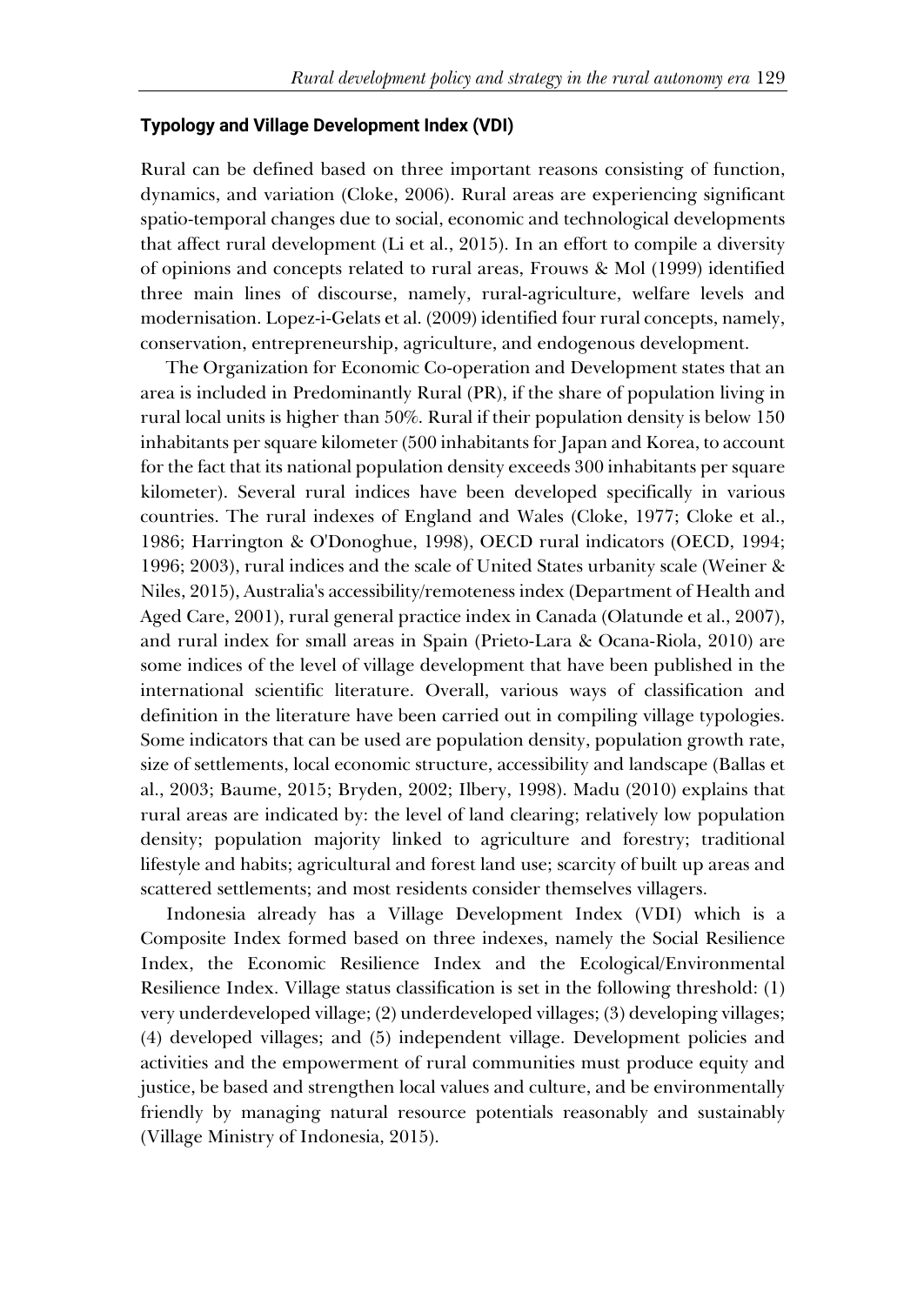### Typology and Village Development Index (VDI)

Rural can be defined based on three important reasons consisting of function, dynamics, and variation (Cloke, 2006). Rural areas are experiencing significant spatio-temporal changes due to social, economic and technological developments that affect rural development (Li et al., 2015). In an effort to compile a diversity of opinions and concepts related to rural areas, Frouws & Mol (1999) identified three main lines of discourse, namely, rural-agriculture, welfare levels and modernisation. Lopez-i-Gelats et al. (2009) identified four rural concepts, namely, conservation, entrepreneurship, agriculture, and endogenous development.

The Organization for Economic Co-operation and Development states that an area is included in Predominantly Rural (PR), if the share of population living in rural local units is higher than 50%. Rural if their population density is below 150 inhabitants per square kilometer (500 inhabitants for Japan and Korea, to account for the fact that its national population density exceeds 300 inhabitants per square kilometer). Several rural indices have been developed specifically in various countries. The rural indexes of England and Wales (Cloke, 1977; Cloke et al., 1986; Harrington & O'Donoghue, 1998), OECD rural indicators (OECD, 1994; 1996; 2003), rural indices and the scale of United States urbanity scale (Weiner & Niles, 2015), Australia's accessibility/remoteness index (Department of Health and Aged Care, 2001), rural general practice index in Canada (Olatunde et al., 2007), and rural index for small areas in Spain (Prieto-Lara & Ocana-Riola, 2010) are some indices of the level of village development that have been published in the international scientific literature. Overall, various ways of classification and definition in the literature have been carried out in compiling village typologies. Some indicators that can be used are population density, population growth rate, size of settlements, local economic structure, accessibility and landscape (Ballas et al., 2003; Baume, 2015; Bryden, 2002; Ilbery, 1998). Madu (2010) explains that rural areas are indicated by: the level of land clearing; relatively low population density; population majority linked to agriculture and forestry; traditional lifestyle and habits; agricultural and forest land use; scarcity of built up areas and scattered settlements; and most residents consider themselves villagers.

Indonesia already has a Village Development Index (VDI) which is a Composite Index formed based on three indexes, namely the Social Resilience Index, the Economic Resilience Index and the Ecological/Environmental Resilience Index. Village status classification is set in the following threshold: (1) very underdeveloped village; (2) underdeveloped villages; (3) developing villages; (4) developed villages; and (5) independent village. Development policies and activities and the empowerment of rural communities must produce equity and justice, be based and strengthen local values and culture, and be environmentally friendly by managing natural resource potentials reasonably and sustainably (Village Ministry of Indonesia, 2015).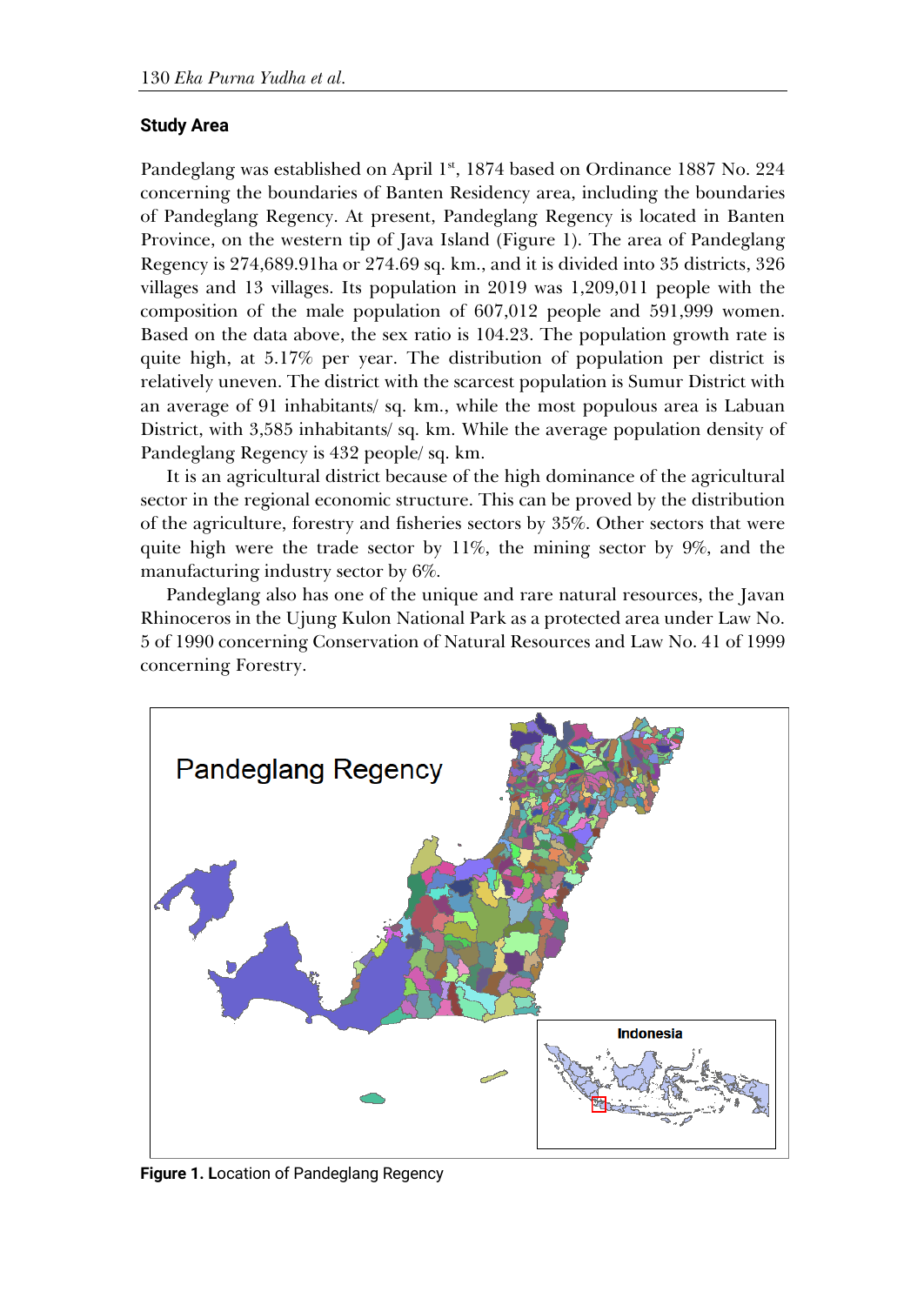### Study Area

Pandeglang was established on April 1st, 1874 based on Ordinance 1887 No. 224 concerning the boundaries of Banten Residency area, including the boundaries of Pandeglang Regency. At present, Pandeglang Regency is located in Banten Province, on the western tip of Java Island (Figure 1). The area of Pandeglang Regency is 274,689.91ha or 274.69 sq. km., and it is divided into 35 districts, 326 villages and 13 villages. Its population in 2019 was 1,209,011 people with the composition of the male population of 607,012 people and 591,999 women. Based on the data above, the sex ratio is 104.23. The population growth rate is quite high, at 5.17% per year. The distribution of population per district is relatively uneven. The district with the scarcest population is Sumur District with an average of 91 inhabitants/ sq. km., while the most populous area is Labuan District, with 3,585 inhabitants/ sq. km. While the average population density of Pandeglang Regency is 432 people/ sq. km.

It is an agricultural district because of the high dominance of the agricultural sector in the regional economic structure. This can be proved by the distribution of the agriculture, forestry and fisheries sectors by 35%. Other sectors that were quite high were the trade sector by 11%, the mining sector by 9%, and the manufacturing industry sector by 6%.

Pandeglang also has one of the unique and rare natural resources, the Javan Rhinoceros in the Ujung Kulon National Park as a protected area under Law No. 5 of 1990 concerning Conservation of Natural Resources and Law No. 41 of 1999 concerning Forestry.

**Figure 1.** Location of Pandeglang Regency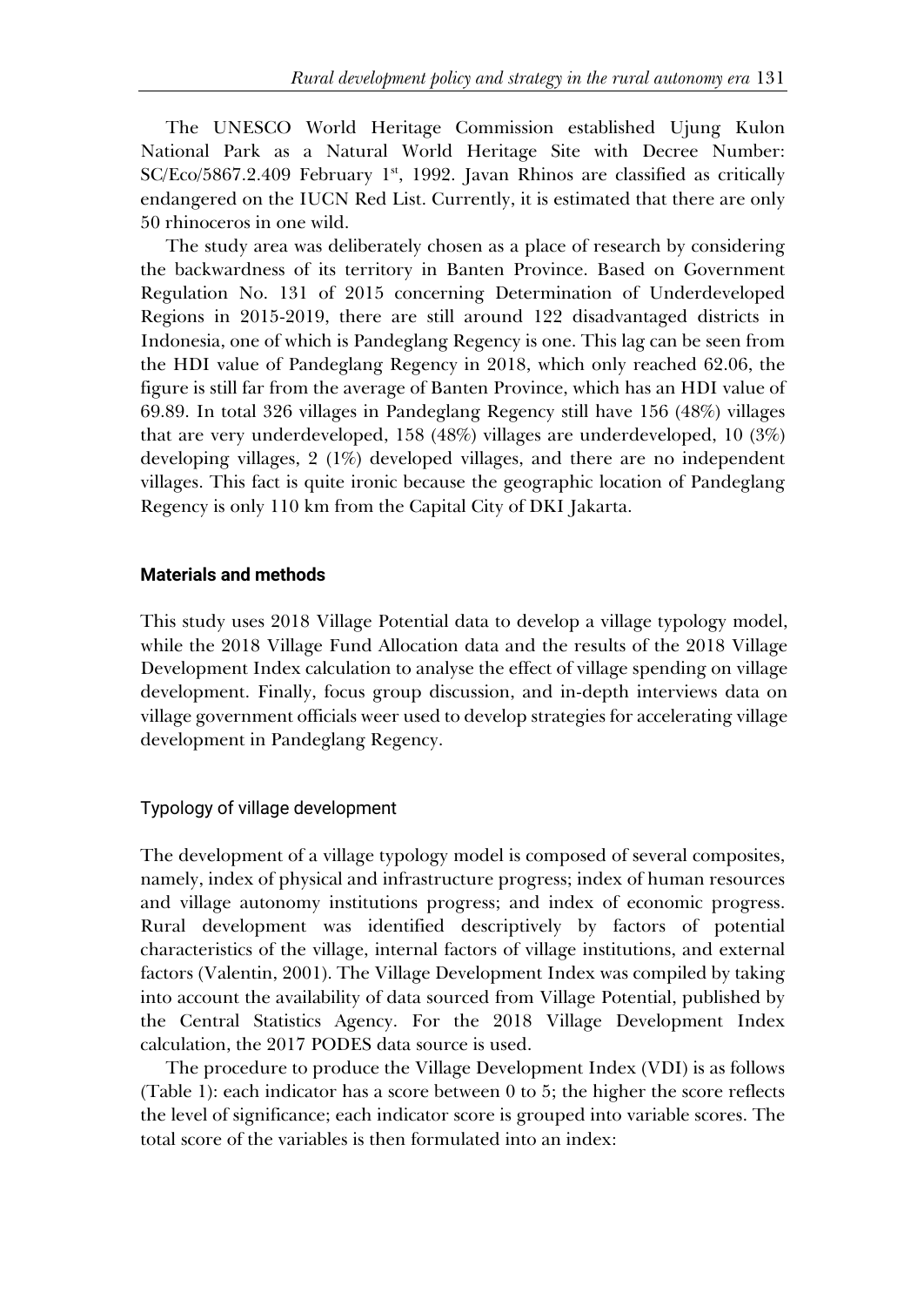The UNESCO World Heritage Commission established Ujung Kulon National Park as a Natural World Heritage Site with Decree Number: SC/Eco/5867.2.409 February 1st, 1992. Javan Rhinos are classified as critically endangered on the IUCN Red List. Currently, it is estimated that there are only 50 rhinoceros in one wild.

The study area was deliberately chosen as a place of research by considering the backwardness of its territory in Banten Province. Based on Government Regulation No. 131 of 2015 concerning Determination of Underdeveloped Regions in 2015-2019, there are still around 122 disadvantaged districts in Indonesia, one of which is Pandeglang Regency is one. This lag can be seen from the HDI value of Pandeglang Regency in 2018, which only reached 62.06, the figure is still far from the average of Banten Province, which has an HDI value of 69.89. In total 326 villages in Pandeglang Regency still have 156 (48%) villages that are very underdeveloped, 158 (48%) villages are underdeveloped, 10 (3%) developing villages, 2 (1%) developed villages, and there are no independent villages. This fact is quite ironic because the geographic location of Pandeglang Regency is only 110 km from the Capital City of DKI Jakarta.

## Materials and methods

This study uses 2018 Village Potential data to develop a village typology model, while the 2018 Village Fund Allocation data and the results of the 2018 Village Development Index calculation to analyse the effect of village spending on village development. Finally, focus group discussion, and in-depth interviews data on village government officials weer used to develop strategies for accelerating village development in Pandeglang Regency.

### Typology of village development

The development of a village typology model is composed of several composites, namely, index of physical and infrastructure progress; index of human resources and village autonomy institutions progress; and index of economic progress. Rural development was identified descriptively by factors of potential characteristics of the village, internal factors of village institutions, and external factors (Valentin, 2001). The Village Development Index was compiled by taking into account the availability of data sourced from Village Potential, published by the Central Statistics Agency. For the 2018 Village Development Index calculation, the 2017 PODES data source is used.

The procedure to produce the Village Development Index (VDI) is as follows (Table 1): each indicator has a score between 0 to 5; the higher the score reflects the level of significance; each indicator score is grouped into variable scores. The total score of the variables is then formulated into an index: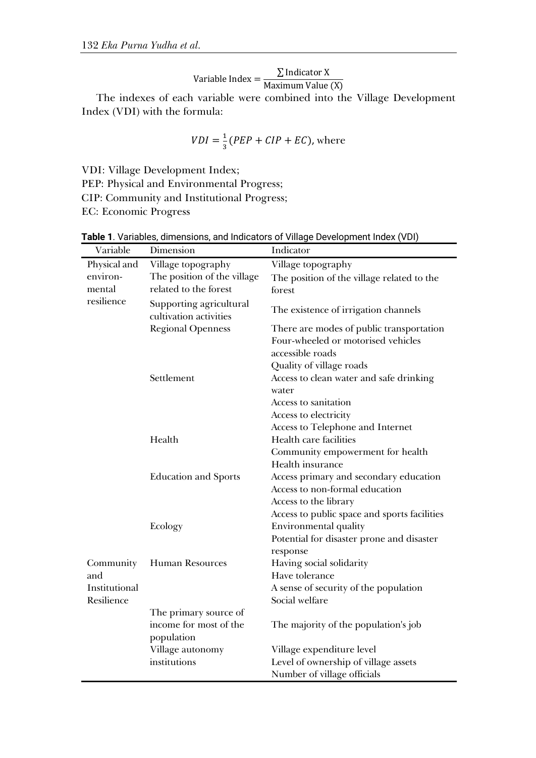$$\text{Variable Index} = \frac{\sum \text{Indicator X}}{\text{Maximum Value (X)}}$$

The indexes of each variable were combined into the Village Development Index (VDI) with the formula:

$$VDI = \frac{1}{3}(PEP + CIP + EC)\text{, where}$$

VDI: Village Development Index;
PEP: Physical and Environmental Progress;
CIP: Community and Institutional Progress;
EC: Economic Progress

**Table 1**. Variables, dimensions, and Indicators of Village Development Index (VDI)

| Variable | Dimension | Indicator |
|---|---|---|
| Physical and environmental resilience | Village topography | Village topography |
| | The position of the village related to the forest | The position of the village related to the forest |
| | Supporting agricultural cultivation activities | The existence of irrigation channels |
| | Regional Openness | There are modes of public transportation |
| | | Four-wheeled or motorised vehicles accessible roads |
| | | Quality of village roads |
| | Settlement | Access to clean water and safe drinking water |
| | | Access to sanitation |
| | | Access to electricity |
| | | Access to Telephone and Internet |
| | Health | Health care facilities |
| | | Community empowerment for health |
| | | Health insurance |
| | Education and Sports | Access primary and secondary education |
| | | Access to non-formal education |
| | | Access to the library |
| | | Access to public space and sports facilities |
| | Ecology | Environmental quality |
| | | Potential for disaster prone and disaster response |
| Community and Institutional Resilience | Human Resources | Having social solidarity |
| | | Have tolerance |
| | | A sense of security of the population |
| | | Social welfare |
| | The primary source of income for most of the population | The majority of the population's job |
| | Village autonomy institutions | Village expenditure level |
| | | Level of ownership of village assets |
| | | Number of village officials |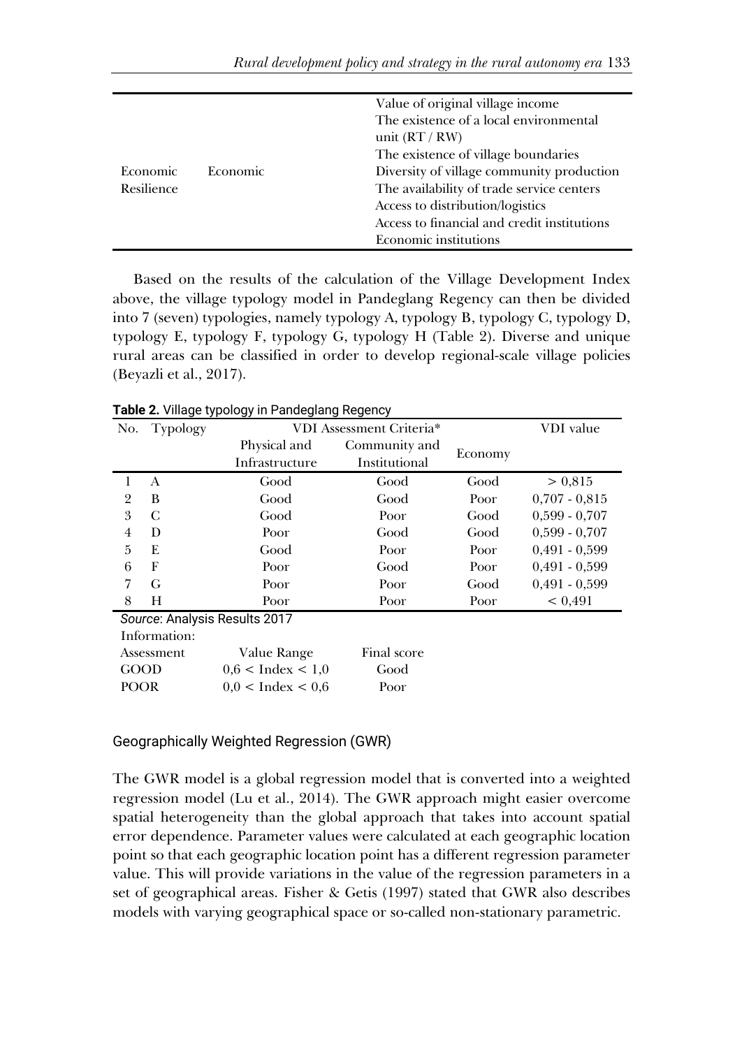| | | Value of original village income |
|---|---|---|
| | | The existence of a local environmental unit (RT / RW) |
| | | The existence of village boundaries |
| Economic Resilience | Economic | Diversity of village community production |
| | | The availability of trade service centers |
| | | Access to distribution/logistics |
| | | Access to financial and credit institutions |
| | | Economic institutions |

Based on the results of the calculation of the Village Development Index above, the village typology model in Pandeglang Regency can then be divided into 7 (seven) typologies, namely typology A, typology B, typology C, typology D, typology E, typology F, typology G, typology H (Table 2). Diverse and unique rural areas can be classified in order to develop regional-scale village policies (Beyazli et al., 2017).

**Table 2.** Village typology in Pandeglang Regency

| No. | Typology | VDI Assessment Criteria* | | | VDI value |
|---|---|---|---|---|---|
| | | Physical and Infrastructure | Community and Institutional | Economy | |
| 1 | A | Good | Good | Good | > 0,815 |
| 2 | B | Good | Good | Poor | 0,707 - 0,815 |
| 3 | C | Good | Poor | Good | 0,599 - 0,707 |
| 4 | D | Poor | Good | Good | 0,599 - 0,707 |
| 5 | E | Good | Poor | Poor | 0,491 - 0,599 |
| 6 | F | Poor | Good | Poor | 0,491 - 0,599 |
| 7 | G | Poor | Poor | Good | 0,491 - 0,599 |
| 8 | H | Poor | Poor | Poor | < 0,491 |

*Source*: Analysis Results 2017

Information:

| Assessment | Value Range | Final score |
|---|---|---|
| GOOD | 0,6 < Index < 1,0 | Good |
| POOR | 0,0 < Index < 0,6 | Poor |

## Geographically Weighted Regression (GWR)

The GWR model is a global regression model that is converted into a weighted regression model (Lu et al., 2014). The GWR approach might easier overcome spatial heterogeneity than the global approach that takes into account spatial error dependence. Parameter values were calculated at each geographic location point so that each geographic location point has a different regression parameter value. This will provide variations in the value of the regression parameters in a set of geographical areas. Fisher & Getis (1997) stated that GWR also describes models with varying geographical space or so-called non-stationary parametric.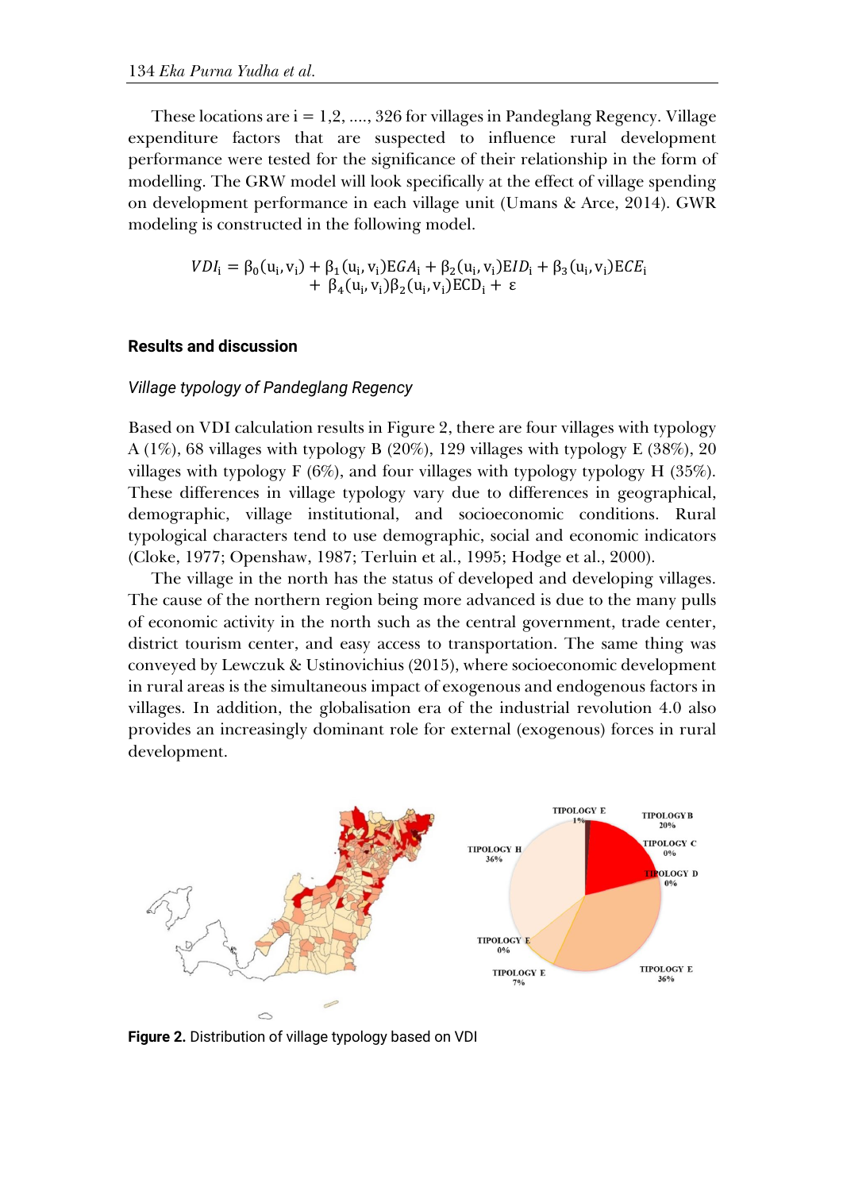These locations are i = 1,2, ...., 326 for villages in Pandeglang Regency. Village expenditure factors that are suspected to influence rural development performance were tested for the significance of their relationship in the form of modelling. The GRW model will look specifically at the effect of village spending on development performance in each village unit (Umans & Arce, 2014). GWR modeling is constructed in the following model.

$$VDI_i = \beta_0(u_i, v_i) + \beta_1(u_i, v_i)EGA_i + \beta_2(u_i, v_i)EID_i + \beta_3(u_i, v_i)ECE_i + \beta_4(u_i, v_i)\beta_2(u_i, v_i)ECD_i + \varepsilon$$

## Results and discussion

### *Village typology of Pandeglang Regency*

Based on VDI calculation results in Figure 2, there are four villages with typology A (1%), 68 villages with typology B (20%), 129 villages with typology E (38%), 20 villages with typology F (6%), and four villages with typology typology H (35%). These differences in village typology vary due to differences in geographical, demographic, village institutional, and socioeconomic conditions. Rural typological characters tend to use demographic, social and economic indicators (Cloke, 1977; Openshaw, 1987; Terluin et al., 1995; Hodge et al., 2000).

The village in the north has the status of developed and developing villages. The cause of the northern region being more advanced is due to the many pulls of economic activity in the north such as the central government, trade center, district tourism center, and easy access to transportation. The same thing was conveyed by Lewczuk & Ustinovichius (2015), where socioeconomic development in rural areas is the simultaneous impact of exogenous and endogenous factors in villages. In addition, the globalisation era of the industrial revolution 4.0 also provides an increasingly dominant role for external (exogenous) forces in rural development.

**Figure 2.** Distribution of village typology based on VDI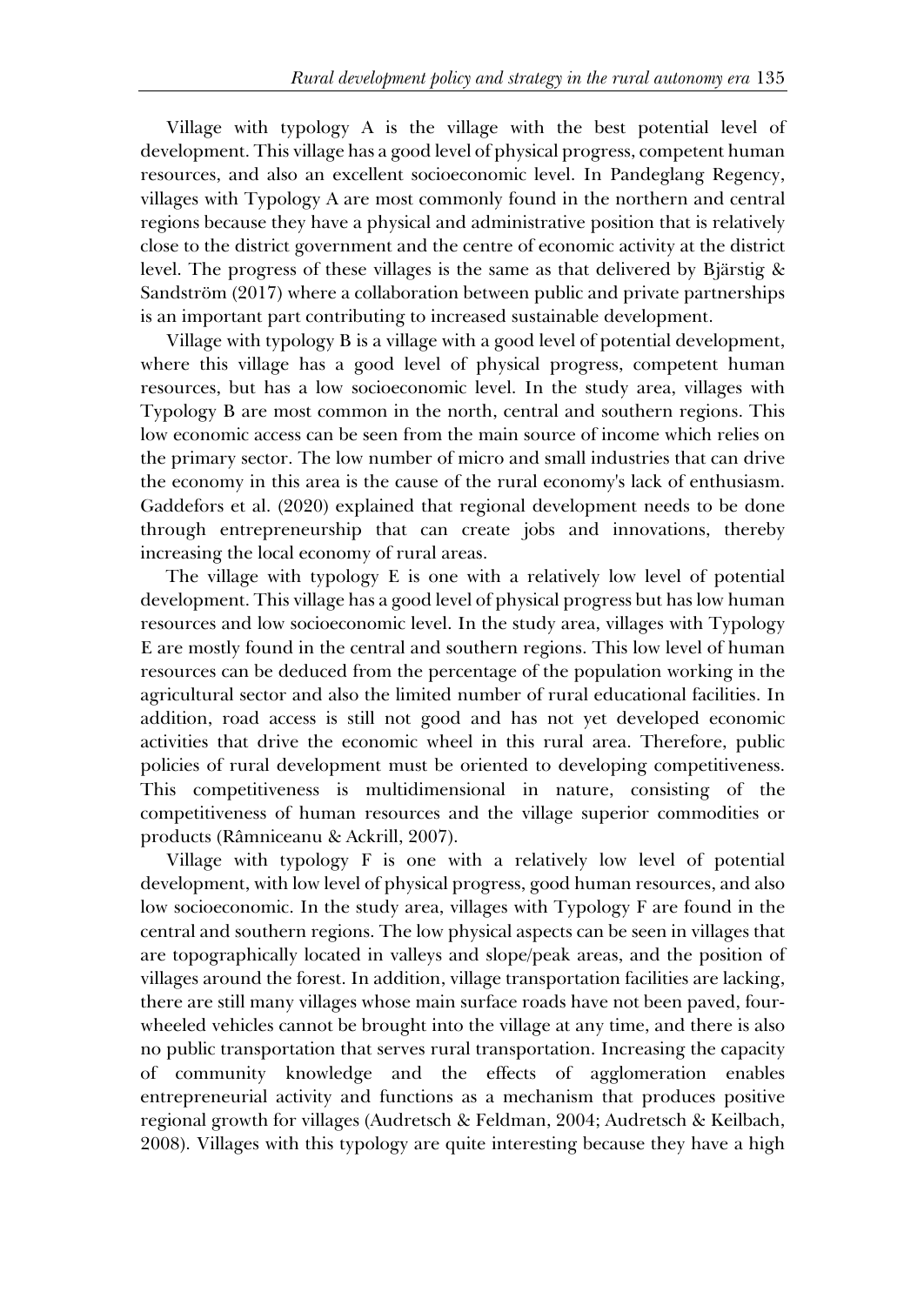Village with typology A is the village with the best potential level of development. This village has a good level of physical progress, competent human resources, and also an excellent socioeconomic level. In Pandeglang Regency, villages with Typology A are most commonly found in the northern and central regions because they have a physical and administrative position that is relatively close to the district government and the centre of economic activity at the district level. The progress of these villages is the same as that delivered by Bjärstig & Sandström (2017) where a collaboration between public and private partnerships is an important part contributing to increased sustainable development.

Village with typology B is a village with a good level of potential development, where this village has a good level of physical progress, competent human resources, but has a low socioeconomic level. In the study area, villages with Typology B are most common in the north, central and southern regions. This low economic access can be seen from the main source of income which relies on the primary sector. The low number of micro and small industries that can drive the economy in this area is the cause of the rural economy's lack of enthusiasm. Gaddefors et al. (2020) explained that regional development needs to be done through entrepreneurship that can create jobs and innovations, thereby increasing the local economy of rural areas.

The village with typology E is one with a relatively low level of potential development. This village has a good level of physical progress but has low human resources and low socioeconomic level. In the study area, villages with Typology E are mostly found in the central and southern regions. This low level of human resources can be deduced from the percentage of the population working in the agricultural sector and also the limited number of rural educational facilities. In addition, road access is still not good and has not yet developed economic activities that drive the economic wheel in this rural area. Therefore, public policies of rural development must be oriented to developing competitiveness. This competitiveness is multidimensional in nature, consisting of the competitiveness of human resources and the village superior commodities or products (Râmniceanu & Ackrill, 2007).

Village with typology F is one with a relatively low level of potential development, with low level of physical progress, good human resources, and also low socioeconomic. In the study area, villages with Typology F are found in the central and southern regions. The low physical aspects can be seen in villages that are topographically located in valleys and slope/peak areas, and the position of villages around the forest. In addition, village transportation facilities are lacking, there are still many villages whose main surface roads have not been paved, four-wheeled vehicles cannot be brought into the village at any time, and there is also no public transportation that serves rural transportation. Increasing the capacity of community knowledge and the effects of agglomeration enables entrepreneurial activity and functions as a mechanism that produces positive regional growth for villages (Audretsch & Feldman, 2004; Audretsch & Keilbach, 2008). Villages with this typology are quite interesting because they have a high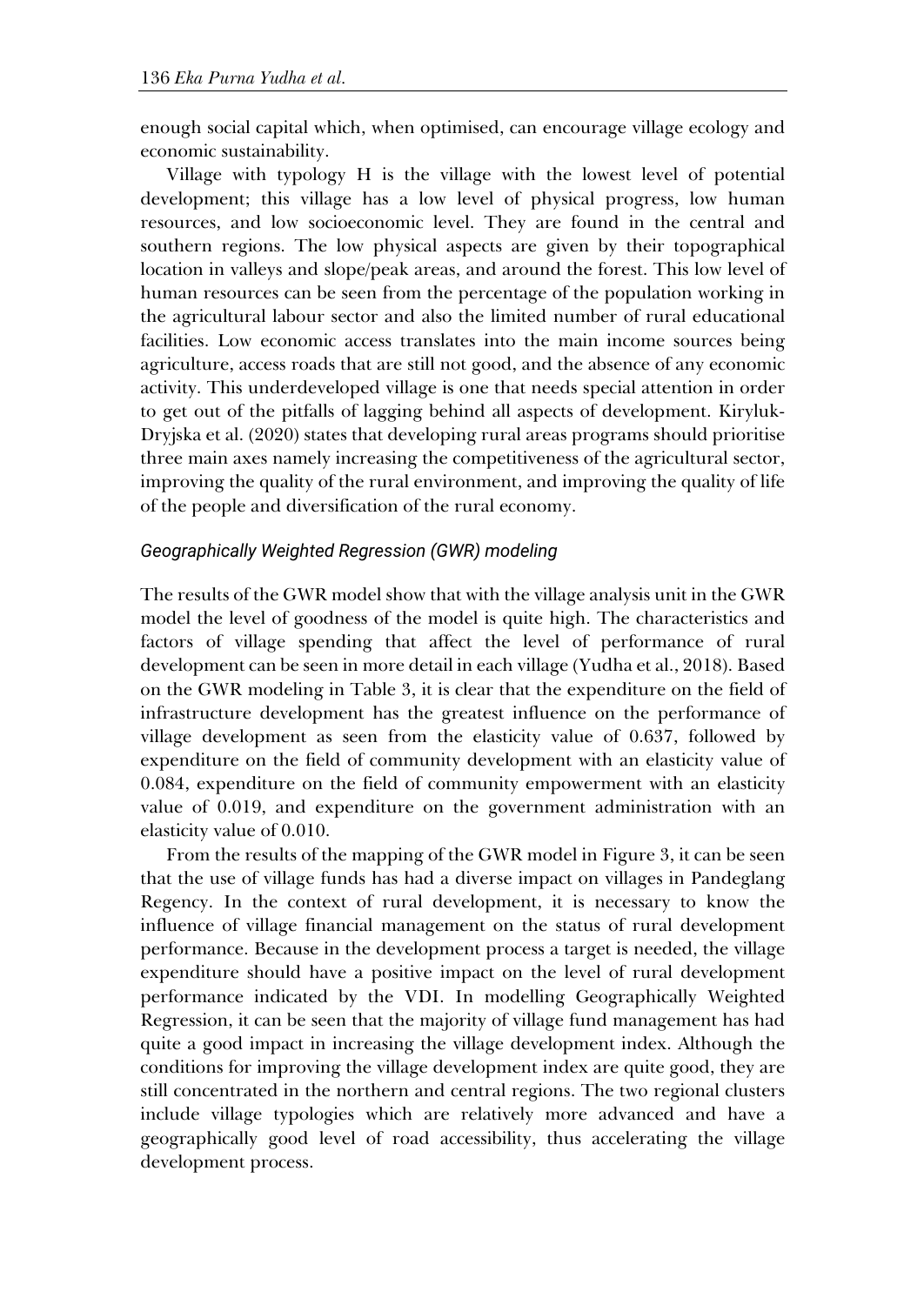enough social capital which, when optimised, can encourage village ecology and economic sustainability.

Village with typology H is the village with the lowest level of potential development; this village has a low level of physical progress, low human resources, and low socioeconomic level. They are found in the central and southern regions. The low physical aspects are given by their topographical location in valleys and slope/peak areas, and around the forest. This low level of human resources can be seen from the percentage of the population working in the agricultural labour sector and also the limited number of rural educational facilities. Low economic access translates into the main income sources being agriculture, access roads that are still not good, and the absence of any economic activity. This underdeveloped village is one that needs special attention in order to get out of the pitfalls of lagging behind all aspects of development. Kiryluk-Dryjska et al. (2020) states that developing rural areas programs should prioritise three main axes namely increasing the competitiveness of the agricultural sector, improving the quality of the rural environment, and improving the quality of life of the people and diversification of the rural economy.

### *Geographically Weighted Regression (GWR) modeling*

The results of the GWR model show that with the village analysis unit in the GWR model the level of goodness of the model is quite high. The characteristics and factors of village spending that affect the level of performance of rural development can be seen in more detail in each village (Yudha et al., 2018). Based on the GWR modeling in Table 3, it is clear that the expenditure on the field of infrastructure development has the greatest influence on the performance of village development as seen from the elasticity value of 0.637, followed by expenditure on the field of community development with an elasticity value of 0.084, expenditure on the field of community empowerment with an elasticity value of 0.019, and expenditure on the government administration with an elasticity value of 0.010.

From the results of the mapping of the GWR model in Figure 3, it can be seen that the use of village funds has had a diverse impact on villages in Pandeglang Regency. In the context of rural development, it is necessary to know the influence of village financial management on the status of rural development performance. Because in the development process a target is needed, the village expenditure should have a positive impact on the level of rural development performance indicated by the VDI. In modelling Geographically Weighted Regression, it can be seen that the majority of village fund management has had quite a good impact in increasing the village development index. Although the conditions for improving the village development index are quite good, they are still concentrated in the northern and central regions. The two regional clusters include village typologies which are relatively more advanced and have a geographically good level of road accessibility, thus accelerating the village development process.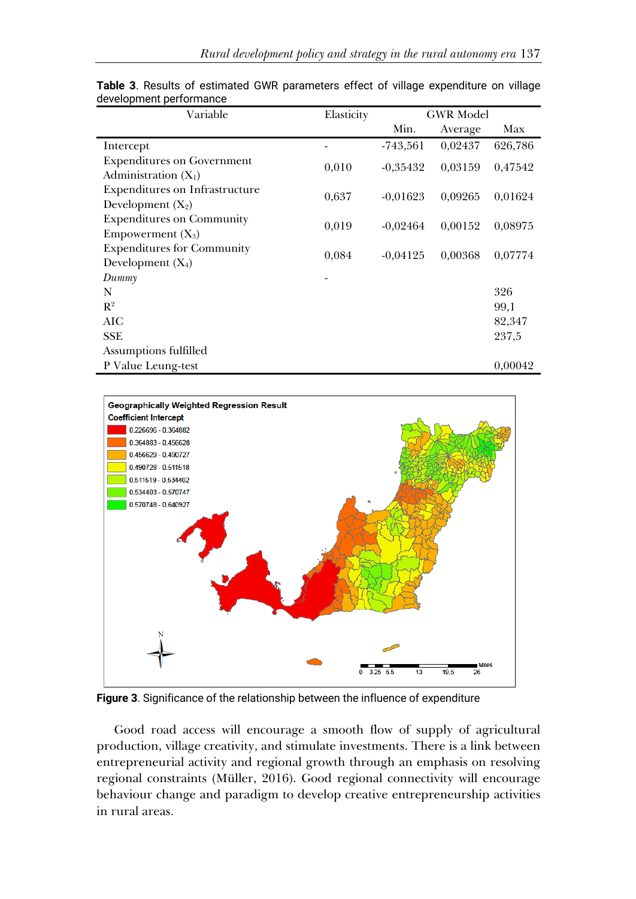**Table 3**. Results of estimated GWR parameters effect of village expenditure on village development performance

| Variable | Elasticity | GWR Model | | |
|---|---|---|---|---|
| | | Min. | Average | Max |
| Intercept | - | -743,561 | 0,02437 | 626,786 |
| Expenditures on Government Administration ($X_1$) | 0,010 | -0,35432 | 0,03159 | 0,47542 |
| Expenditures on Infrastructure Development ($X_2$) | 0,637 | -0,01623 | 0,09265 | 0,01624 |
| Expenditures on Community Empowerment ($X_3$) | 0,019 | -0,02464 | 0,00152 | 0,08975 |
| Expenditures for Community Development ($X_4$) | 0,084 | -0,04125 | 0,00368 | 0,07774 |
| *Dummy* | - | | | |
| N | | | | 326 |
| $R^2$ | | | | 99,1 |
| AIC | | | | 82,347 |
| SSE | | | | 237,5 |
| Assumptions fulfilled | | | | |
| P Value Leung-test | | | | 0,00042 |

**Figure 3**. Significance of the relationship between the influence of expenditure

Good road access will encourage a smooth flow of supply of agricultural production, village creativity, and stimulate investments. There is a link between entrepreneurial activity and regional growth through an emphasis on resolving regional constraints (Müller, 2016). Good regional connectivity will encourage behaviour change and paradigm to develop creative entrepreneurship activities in rural areas.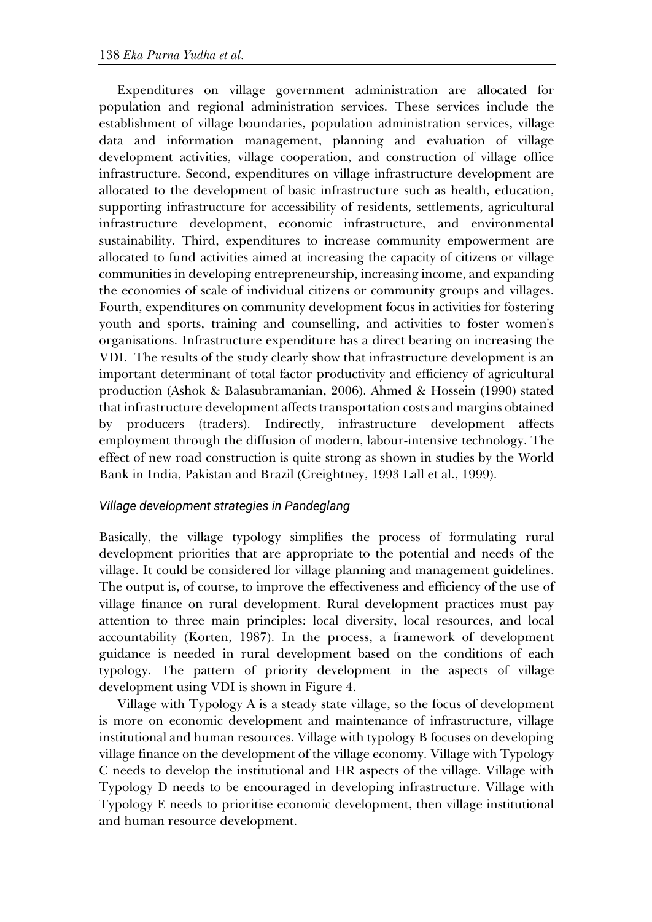Expenditures on village government administration are allocated for population and regional administration services. These services include the establishment of village boundaries, population administration services, village data and information management, planning and evaluation of village development activities, village cooperation, and construction of village office infrastructure. Second, expenditures on village infrastructure development are allocated to the development of basic infrastructure such as health, education, supporting infrastructure for accessibility of residents, settlements, agricultural infrastructure development, economic infrastructure, and environmental sustainability. Third, expenditures to increase community empowerment are allocated to fund activities aimed at increasing the capacity of citizens or village communities in developing entrepreneurship, increasing income, and expanding the economies of scale of individual citizens or community groups and villages. Fourth, expenditures on community development focus in activities for fostering youth and sports, training and counselling, and activities to foster women's organisations. Infrastructure expenditure has a direct bearing on increasing the VDI. The results of the study clearly show that infrastructure development is an important determinant of total factor productivity and efficiency of agricultural production (Ashok & Balasubramanian, 2006). Ahmed & Hossein (1990) stated that infrastructure development affects transportation costs and margins obtained by producers (traders). Indirectly, infrastructure development affects employment through the diffusion of modern, labour-intensive technology. The effect of new road construction is quite strong as shown in studies by the World Bank in India, Pakistan and Brazil (Creightney, 1993 Lall et al., 1999).

### *Village development strategies in Pandeglang*

Basically, the village typology simplifies the process of formulating rural development priorities that are appropriate to the potential and needs of the village. It could be considered for village planning and management guidelines. The output is, of course, to improve the effectiveness and efficiency of the use of village finance on rural development. Rural development practices must pay attention to three main principles: local diversity, local resources, and local accountability (Korten, 1987). In the process, a framework of development guidance is needed in rural development based on the conditions of each typology. The pattern of priority development in the aspects of village development using VDI is shown in Figure 4.

Village with Typology A is a steady state village, so the focus of development is more on economic development and maintenance of infrastructure, village institutional and human resources. Village with typology B focuses on developing village finance on the development of the village economy. Village with Typology C needs to develop the institutional and HR aspects of the village. Village with Typology D needs to be encouraged in developing infrastructure. Village with Typology E needs to prioritise economic development, then village institutional and human resource development.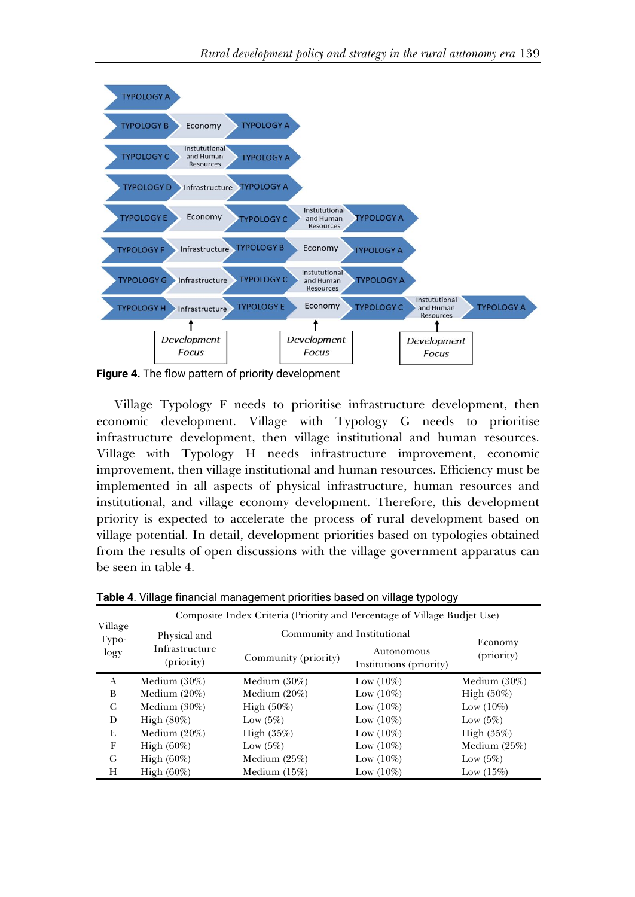**Figure 4.** The flow pattern of priority development

Village Typology F needs to prioritise infrastructure development, then economic development. Village with Typology G needs to prioritise infrastructure development, then village institutional and human resources. Village with Typology H needs infrastructure improvement, economic improvement, then village institutional and human resources. Efficiency must be implemented in all aspects of physical infrastructure, human resources and institutional, and village economy development. Therefore, this development priority is expected to accelerate the process of rural development based on village potential. In detail, development priorities based on typologies obtained from the results of open discussions with the village government apparatus can be seen in table 4.

**Table 4**. Village financial management priorities based on village typology

| Village Typology | Composite Index Criteria (Priority and Percentage of Village Budjet Use) | | | |
|---|---|---|---|---|
| | Physical and Infrastructure (priority) | Community and Institutional | | Economy (priority) |
| | | Community (priority) | Autonomous Institutions (priority) | |
| A | Medium (30%) | Medium (30%) | Low (10%) | Medium (30%) |
| B | Medium (20%) | Medium (20%) | Low (10%) | High (50%) |
| C | Medium (30%) | High (50%) | Low (10%) | Low (10%) |
| D | High (80%) | Low (5%) | Low (10%) | Low (5%) |
| E | Medium (20%) | High (35%) | Low (10%) | High (35%) |
| F | High (60%) | Low (5%) | Low (10%) | Medium (25%) |
| G | High (60%) | Medium (25%) | Low (10%) | Low (5%) |
| H | High (60%) | Medium (15%) | Low (10%) | Low (15%) |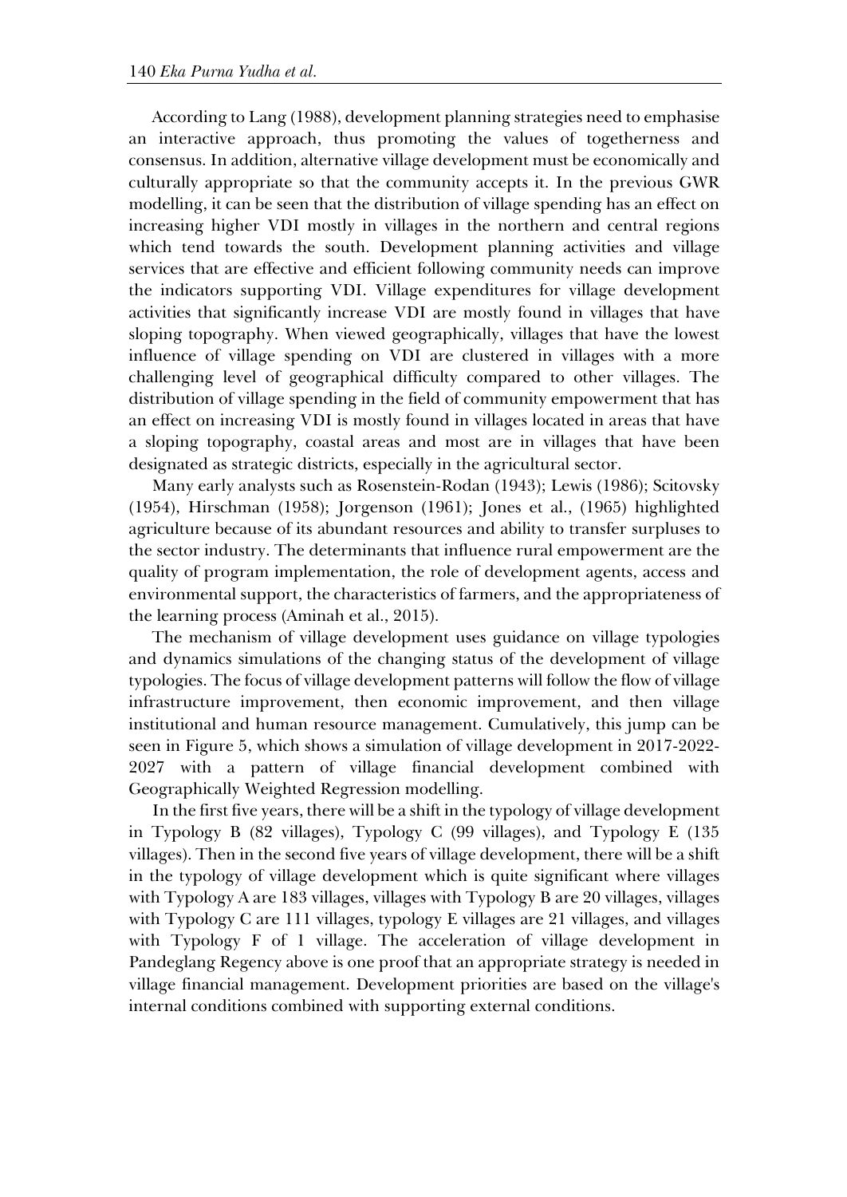According to Lang (1988), development planning strategies need to emphasise an interactive approach, thus promoting the values of togetherness and consensus. In addition, alternative village development must be economically and culturally appropriate so that the community accepts it. In the previous GWR modelling, it can be seen that the distribution of village spending has an effect on increasing higher VDI mostly in villages in the northern and central regions which tend towards the south. Development planning activities and village services that are effective and efficient following community needs can improve the indicators supporting VDI. Village expenditures for village development activities that significantly increase VDI are mostly found in villages that have sloping topography. When viewed geographically, villages that have the lowest influence of village spending on VDI are clustered in villages with a more challenging level of geographical difficulty compared to other villages. The distribution of village spending in the field of community empowerment that has an effect on increasing VDI is mostly found in villages located in areas that have a sloping topography, coastal areas and most are in villages that have been designated as strategic districts, especially in the agricultural sector.

Many early analysts such as Rosenstein-Rodan (1943); Lewis (1986); Scitovsky (1954), Hirschman (1958); Jorgenson (1961); Jones et al., (1965) highlighted agriculture because of its abundant resources and ability to transfer surpluses to the sector industry. The determinants that influence rural empowerment are the quality of program implementation, the role of development agents, access and environmental support, the characteristics of farmers, and the appropriateness of the learning process (Aminah et al., 2015).

The mechanism of village development uses guidance on village typologies and dynamics simulations of the changing status of the development of village typologies. The focus of village development patterns will follow the flow of village infrastructure improvement, then economic improvement, and then village institutional and human resource management. Cumulatively, this jump can be seen in Figure 5, which shows a simulation of village development in 2017-2022-2027 with a pattern of village financial development combined with Geographically Weighted Regression modelling.

In the first five years, there will be a shift in the typology of village development in Typology B (82 villages), Typology C (99 villages), and Typology E (135 villages). Then in the second five years of village development, there will be a shift in the typology of village development which is quite significant where villages with Typology A are 183 villages, villages with Typology B are 20 villages, villages with Typology C are 111 villages, typology E villages are 21 villages, and villages with Typology F of 1 village. The acceleration of village development in Pandeglang Regency above is one proof that an appropriate strategy is needed in village financial management. Development priorities are based on the village's internal conditions combined with supporting external conditions.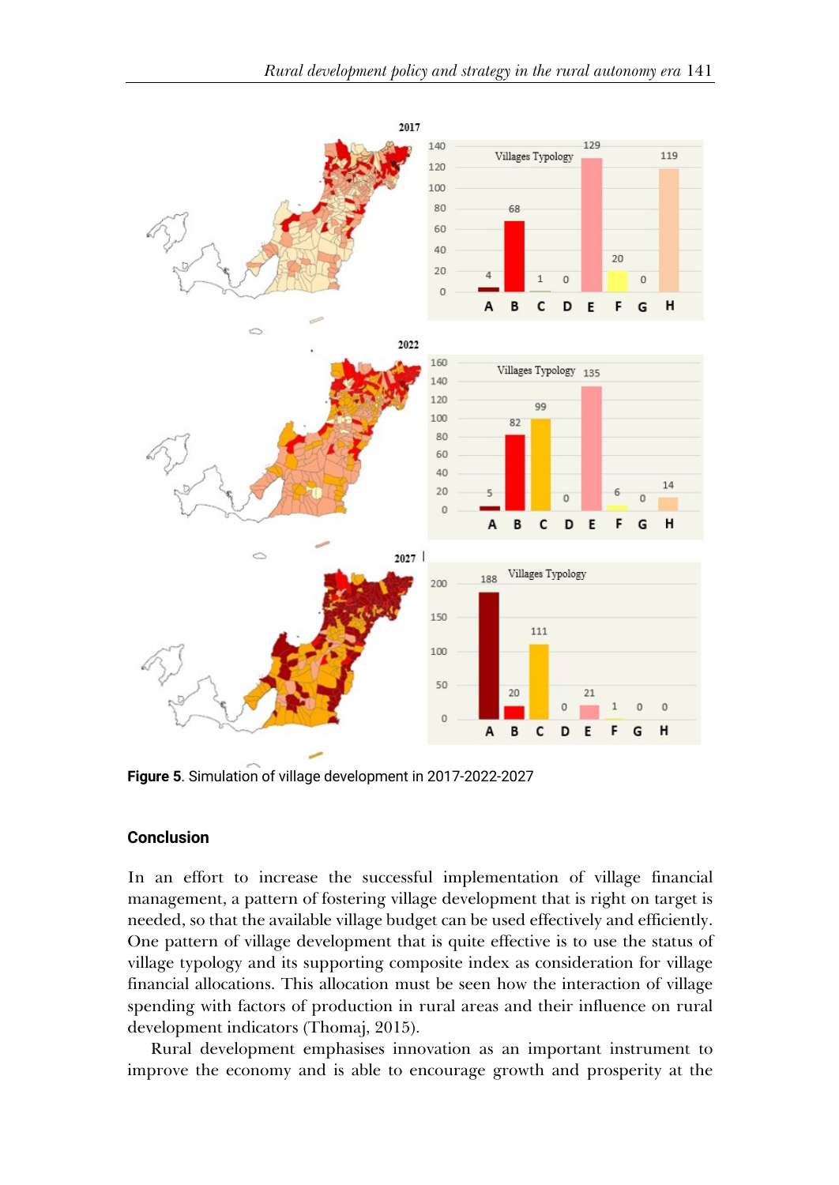Figure 5. Simulation of village development in 2017-2022-2027

## Conclusion

In an effort to increase the successful implementation of village financial management, a pattern of fostering village development that is right on target is needed, so that the available village budget can be used effectively and efficiently. One pattern of village development that is quite effective is to use the status of village typology and its supporting composite index as consideration for village financial allocations. This allocation must be seen how the interaction of village spending with factors of production in rural areas and their influence on rural development indicators (Thomaj, 2015).

Rural development emphasises innovation as an important instrument to improve the economy and is able to encourage growth and prosperity at the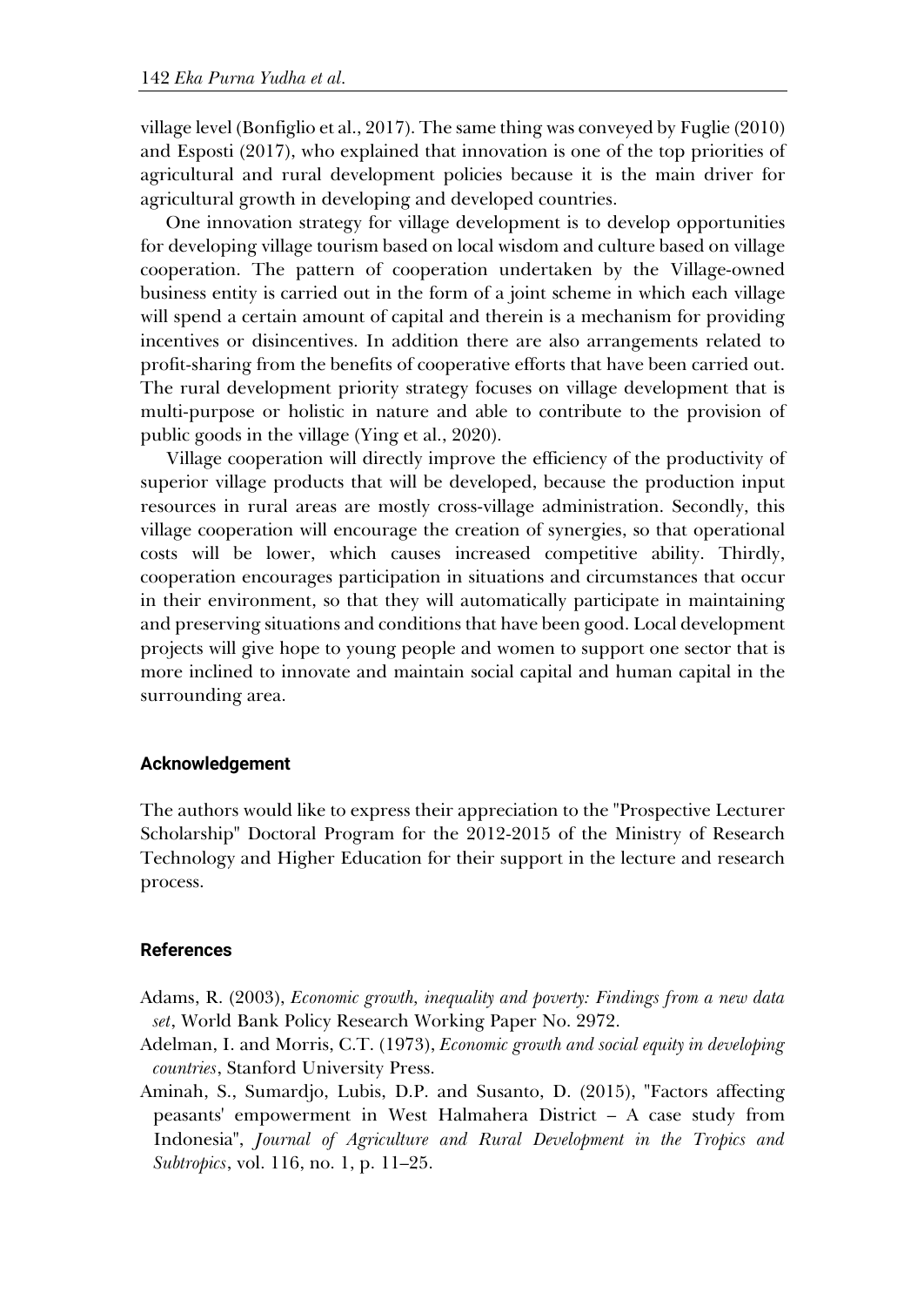village level (Bonfiglio et al., 2017). The same thing was conveyed by Fuglie (2010) and Esposti (2017), who explained that innovation is one of the top priorities of agricultural and rural development policies because it is the main driver for agricultural growth in developing and developed countries.

One innovation strategy for village development is to develop opportunities for developing village tourism based on local wisdom and culture based on village cooperation. The pattern of cooperation undertaken by the Village-owned business entity is carried out in the form of a joint scheme in which each village will spend a certain amount of capital and therein is a mechanism for providing incentives or disincentives. In addition there are also arrangements related to profit-sharing from the benefits of cooperative efforts that have been carried out. The rural development priority strategy focuses on village development that is multi-purpose or holistic in nature and able to contribute to the provision of public goods in the village (Ying et al., 2020).

Village cooperation will directly improve the efficiency of the productivity of superior village products that will be developed, because the production input resources in rural areas are mostly cross-village administration. Secondly, this village cooperation will encourage the creation of synergies, so that operational costs will be lower, which causes increased competitive ability. Thirdly, cooperation encourages participation in situations and circumstances that occur in their environment, so that they will automatically participate in maintaining and preserving situations and conditions that have been good. Local development projects will give hope to young people and women to support one sector that is more inclined to innovate and maintain social capital and human capital in the surrounding area.

## Acknowledgement

The authors would like to express their appreciation to the "Prospective Lecturer Scholarship" Doctoral Program for the 2012-2015 of the Ministry of Research Technology and Higher Education for their support in the lecture and research process.

## References

Adams, R. (2003), *Economic growth, inequality and poverty: Findings from a new data set*, World Bank Policy Research Working Paper No. 2972.

Adelman, I. and Morris, C.T. (1973), *Economic growth and social equity in developing countries*, Stanford University Press.

Aminah, S., Sumardjo, Lubis, D.P. and Susanto, D. (2015), "Factors affecting peasants' empowerment in West Halmahera District – A case study from Indonesia", *Journal of Agriculture and Rural Development in the Tropics and Subtropics*, vol. 116, no. 1, p. 11–25.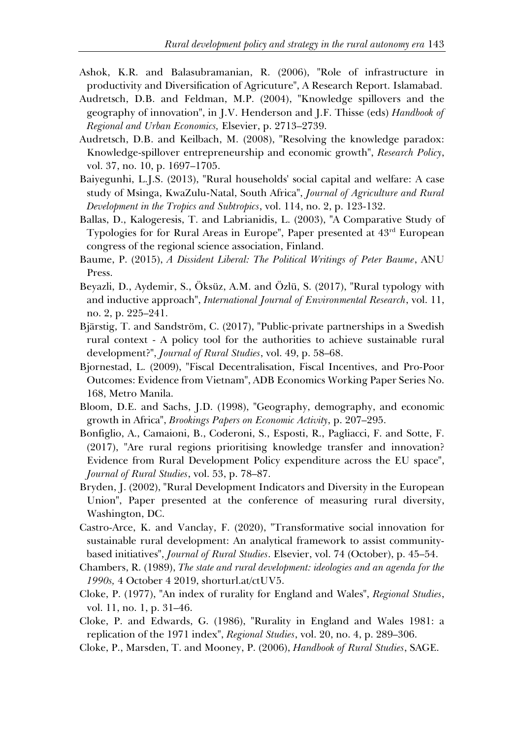Ashok, K.R. and Balasubramanian, R. (2006), "Role of infrastructure in productivity and Diversification of Agricuture", A Research Report. Islamabad.

Audretsch, D.B. and Feldman, M.P. (2004), "Knowledge spillovers and the geography of innovation", in J.V. Henderson and J.F. Thisse (eds) *Handbook of Regional and Urban Economics,* Elsevier, p. 2713–2739.

Audretsch, D.B. and Keilbach, M. (2008), "Resolving the knowledge paradox: Knowledge-spillover entrepreneurship and economic growth", *Research Policy*, vol. 37, no. 10, p. 1697–1705.

Baiyegunhi, L.J.S. (2013), "Rural households' social capital and welfare: A case study of Msinga, KwaZulu-Natal, South Africa", *Journal of Agriculture and Rural Development in the Tropics and Subtropics*, vol. 114, no. 2, p. 123-132.

Ballas, D., Kalogeresis, T. and Labrianidis, L. (2003), "A Comparative Study of Typologies for for Rural Areas in Europe", Paper presented at 43rd European congress of the regional science association, Finland.

Baume, P. (2015), *A Dissident Liberal: The Political Writings of Peter Baume*, ANU Press.

Beyazli, D., Aydemir, S., Öksüz, A.M. and Özlü, S. (2017), "Rural typology with and inductive approach", *International Journal of Environmental Research*, vol. 11, no. 2, p. 225–241.

Bjärstig, T. and Sandström, C. (2017), "Public-private partnerships in a Swedish rural context - A policy tool for the authorities to achieve sustainable rural development?", *Journal of Rural Studies*, vol. 49, p. 58–68.

Bjornestad, L. (2009), "Fiscal Decentralisation, Fiscal Incentives, and Pro-Poor Outcomes: Evidence from Vietnam", ADB Economics Working Paper Series No. 168, Metro Manila.

Bloom, D.E. and Sachs, J.D. (1998), "Geography, demography, and economic growth in Africa", *Brookings Papers on Economic Activity*, p. 207–295.

Bonfiglio, A., Camaioni, B., Coderoni, S., Esposti, R., Pagliacci, F. and Sotte, F. (2017), "Are rural regions prioritising knowledge transfer and innovation? Evidence from Rural Development Policy expenditure across the EU space", *Journal of Rural Studies*, vol. 53, p. 78–87.

Bryden, J. (2002), "Rural Development Indicators and Diversity in the European Union", Paper presented at the conference of measuring rural diversity, Washington, DC.

Castro-Arce, K. and Vanclay, F. (2020), "Transformative social innovation for sustainable rural development: An analytical framework to assist community-based initiatives", *Journal of Rural Studies*. Elsevier, vol. 74 (October), p. 45–54.

Chambers, R. (1989), *The state and rural development: ideologies and an agenda for the 1990s,* 4 October 4 2019, shorturl.at/ctUV5.

Cloke, P. (1977), "An index of rurality for England and Wales", *Regional Studies*, vol. 11, no. 1, p. 31–46.

Cloke, P. and Edwards, G. (1986), "Rurality in England and Wales 1981: a replication of the 1971 index", *Regional Studies*, vol. 20, no. 4, p. 289–306.

Cloke, P., Marsden, T. and Mooney, P. (2006), *Handbook of Rural Studies*, SAGE.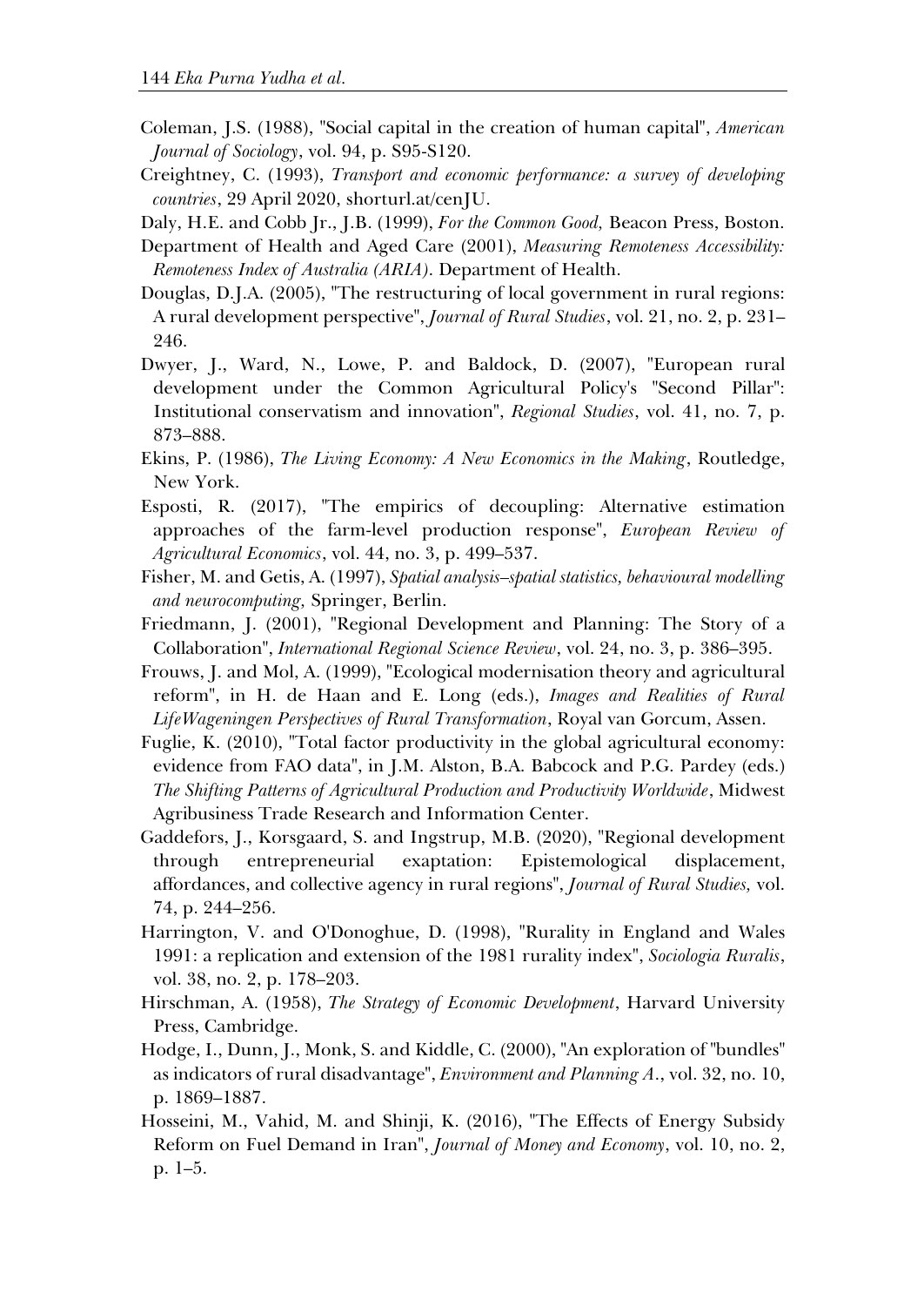Coleman, J.S. (1988), "Social capital in the creation of human capital", *American Journal of Sociology*, vol. 94, p. S95-S120.

Creightney, C. (1993), *Transport and economic performance: a survey of developing countries*, 29 April 2020, shorturl.at/cenJU.

Daly, H.E. and Cobb Jr., J.B. (1999), *For the Common Good,* Beacon Press, Boston.

Department of Health and Aged Care (2001), *Measuring Remoteness Accessibility: Remoteness Index of Australia (ARIA)*. Department of Health.

Douglas, D.J.A. (2005), "The restructuring of local government in rural regions: A rural development perspective", *Journal of Rural Studies*, vol. 21, no. 2, p. 231–246.

Dwyer, J., Ward, N., Lowe, P. and Baldock, D. (2007), "European rural development under the Common Agricultural Policy's "Second Pillar": Institutional conservatism and innovation", *Regional Studies*, vol. 41, no. 7, p. 873–888.

Ekins, P. (1986), *The Living Economy: A New Economics in the Making*, Routledge, New York.

Esposti, R. (2017), "The empirics of decoupling: Alternative estimation approaches of the farm-level production response", *European Review of Agricultural Economics*, vol. 44, no. 3, p. 499–537.

Fisher, M. and Getis, A. (1997), *Spatial analysis–spatial statistics, behavioural modelling and neurocomputing,* Springer, Berlin.

Friedmann, J. (2001), "Regional Development and Planning: The Story of a Collaboration", *International Regional Science Review*, vol. 24, no. 3, p. 386–395.

Frouws, J. and Mol, A. (1999), "Ecological modernisation theory and agricultural reform", in H. de Haan and E. Long (eds.), *Images and Realities of Rural LifeWageningen Perspectives of Rural Transformation*, Royal van Gorcum, Assen.

Fuglie, K. (2010), "Total factor productivity in the global agricultural economy: evidence from FAO data", in J.M. Alston, B.A. Babcock and P.G. Pardey (eds.) *The Shifting Patterns of Agricultural Production and Productivity Worldwide*, Midwest Agribusiness Trade Research and Information Center.

Gaddefors, J., Korsgaard, S. and Ingstrup, M.B. (2020), "Regional development through entrepreneurial exaptation: Epistemological displacement, affordances, and collective agency in rural regions", *Journal of Rural Studies,* vol. 74, p. 244–256.

Harrington, V. and O'Donoghue, D. (1998), "Rurality in England and Wales 1991: a replication and extension of the 1981 rurality index", *Sociologia Ruralis*, vol. 38, no. 2, p. 178–203.

Hirschman, A. (1958), *The Strategy of Economic Development*, Harvard University Press, Cambridge.

Hodge, I., Dunn, J., Monk, S. and Kiddle, C. (2000), "An exploration of "bundles" as indicators of rural disadvantage", *Environment and Planning A*., vol. 32, no. 10, p. 1869–1887.

Hosseini, M., Vahid, M. and Shinji, K. (2016), "The Effects of Energy Subsidy Reform on Fuel Demand in Iran", *Journal of Money and Economy*, vol. 10, no. 2, p. 1–5.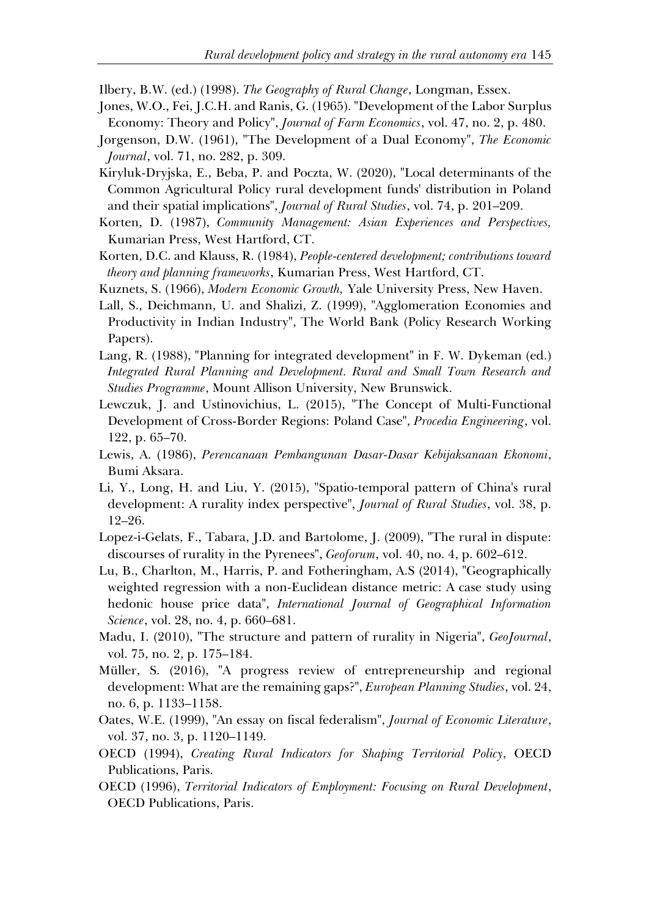Ilbery, B.W. (ed.) (1998). *The Geography of Rural Change*, Longman, Essex.

Jones, W.O., Fei, J.C.H. and Ranis, G. (1965). "Development of the Labor Surplus Economy: Theory and Policy", *Journal of Farm Economics*, vol. 47, no. 2, p. 480.

Jorgenson, D.W. (1961), "The Development of a Dual Economy", *The Economic Journal*, vol. 71, no. 282, p. 309.

Kiryluk-Dryjska, E., Beba, P. and Poczta, W. (2020), "Local determinants of the Common Agricultural Policy rural development funds' distribution in Poland and their spatial implications", *Journal of Rural Studies*, vol. 74, p. 201–209.

Korten, D. (1987), *Community Management: Asian Experiences and Perspectives,* Kumarian Press, West Hartford, CT.

Korten, D.C. and Klauss, R. (1984), *People-centered development; contributions toward theory and planning frameworks*, Kumarian Press, West Hartford, CT.

Kuznets, S. (1966), *Modern Economic Growth,* Yale University Press, New Haven.

Lall, S., Deichmann, U. and Shalizi, Z. (1999), "Agglomeration Economies and Productivity in Indian Industry", The World Bank (Policy Research Working Papers).

Lang, R. (1988), "Planning for integrated development" in F. W. Dykeman (ed.) *Integrated Rural Planning and Development. Rural and Small Town Research and Studies Programme*, Mount Allison University, New Brunswick.

Lewczuk, J. and Ustinovichius, L. (2015), "The Concept of Multi-Functional Development of Cross-Border Regions: Poland Case", *Procedia Engineering*, vol. 122, p. 65–70.

Lewis, A. (1986), *Perencanaan Pembangunan Dasar-Dasar Kebijaksanaan Ekonomi*, Bumi Aksara.

Li, Y., Long, H. and Liu, Y. (2015), "Spatio-temporal pattern of China's rural development: A rurality index perspective", *Journal of Rural Studies*, vol. 38, p. 12–26.

Lopez-i-Gelats, F., Tabara, J.D. and Bartolome, J. (2009), "The rural in dispute: discourses of rurality in the Pyrenees", *Geoforum*, vol. 40, no. 4, p. 602–612.

Lu, B., Charlton, M., Harris, P. and Fotheringham, A.S (2014), "Geographically weighted regression with a non-Euclidean distance metric: A case study using hedonic house price data", *International Journal of Geographical Information Science*, vol. 28, no. 4, p. 660–681.

Madu, I. (2010), "The structure and pattern of rurality in Nigeria", *GeoJournal*, vol. 75, no. 2, p. 175–184.

Müller, S. (2016), "A progress review of entrepreneurship and regional development: What are the remaining gaps?", *European Planning Studies*, vol. 24, no. 6, p. 1133–1158.

Oates, W.E. (1999), "An essay on fiscal federalism", *Journal of Economic Literature*, vol. 37, no. 3, p. 1120–1149.

OECD (1994), *Creating Rural Indicators for Shaping Territorial Policy*, OECD Publications, Paris.

OECD (1996), *Territorial Indicators of Employment: Focusing on Rural Development*, OECD Publications, Paris.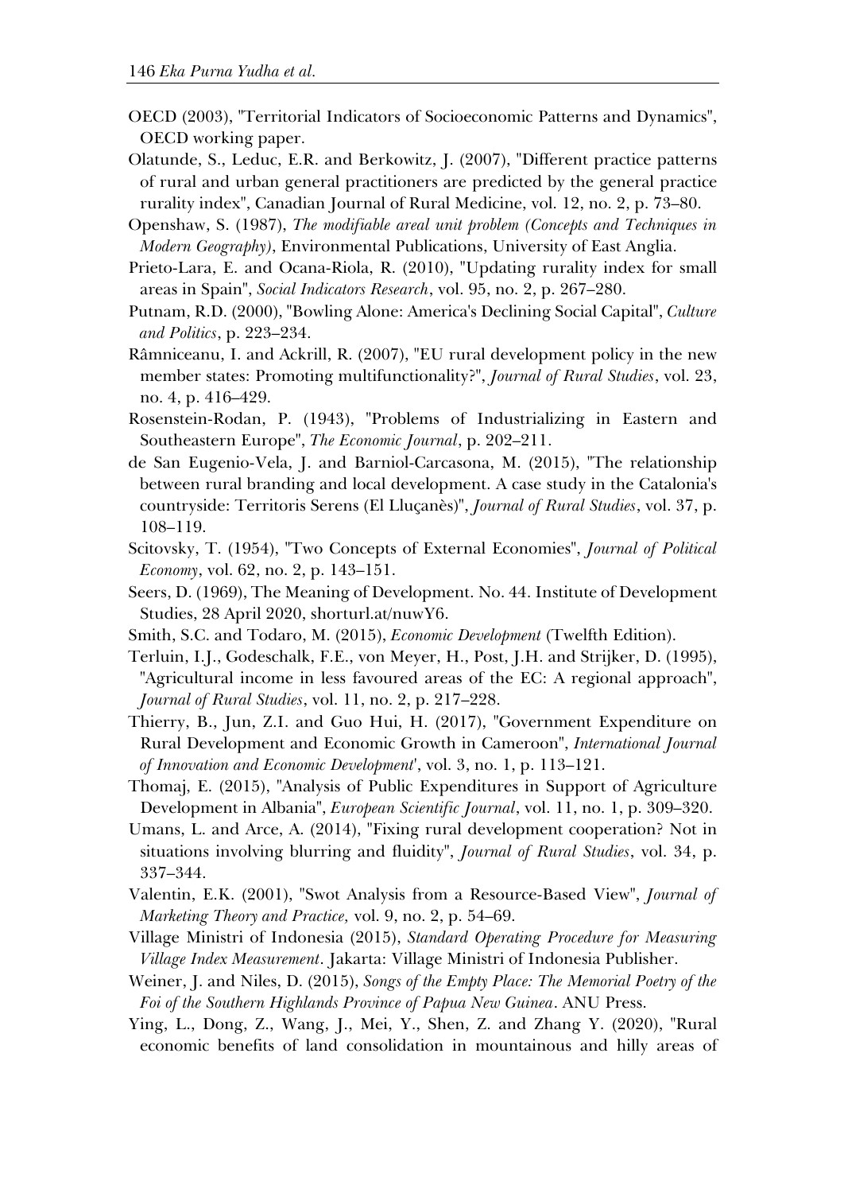OECD (2003), "Territorial Indicators of Socioeconomic Patterns and Dynamics", OECD working paper.

Olatunde, S., Leduc, E.R. and Berkowitz, J. (2007), "Different practice patterns of rural and urban general practitioners are predicted by the general practice rurality index", Canadian Journal of Rural Medicine, vol. 12, no. 2, p. 73–80.

Openshaw, S. (1987), *The modifiable areal unit problem (Concepts and Techniques in Modern Geography)*, Environmental Publications, University of East Anglia.

Prieto-Lara, E. and Ocana-Riola, R. (2010), "Updating rurality index for small areas in Spain", *Social Indicators Research*, vol. 95, no. 2, p. 267–280.

Putnam, R.D. (2000), "Bowling Alone: America's Declining Social Capital", *Culture and Politics*, p. 223–234.

Râmniceanu, I. and Ackrill, R. (2007), "EU rural development policy in the new member states: Promoting multifunctionality?", *Journal of Rural Studies*, vol. 23, no. 4, p. 416–429.

Rosenstein-Rodan, P. (1943), "Problems of Industrializing in Eastern and Southeastern Europe", *The Economic Journal*, p. 202–211.

de San Eugenio-Vela, J. and Barniol-Carcasona, M. (2015), "The relationship between rural branding and local development. A case study in the Catalonia's countryside: Territoris Serens (El Lluçanès)", *Journal of Rural Studies*, vol. 37, p. 108–119.

Scitovsky, T. (1954), "Two Concepts of External Economies", *Journal of Political Economy*, vol. 62, no. 2, p. 143–151.

Seers, D. (1969), The Meaning of Development. No. 44. Institute of Development Studies, 28 April 2020, shorturl.at/nuwY6.

Smith, S.C. and Todaro, M. (2015), *Economic Development* (Twelfth Edition).

Terluin, I.J., Godeschalk, F.E., von Meyer, H., Post, J.H. and Strijker, D. (1995), "Agricultural income in less favoured areas of the EC: A regional approach", *Journal of Rural Studies*, vol. 11, no. 2, p. 217–228.

Thierry, B., Jun, Z.I. and Guo Hui, H. (2017), "Government Expenditure on Rural Development and Economic Growth in Cameroon", *International Journal of Innovation and Economic Development*', vol. 3, no. 1, p. 113–121.

Thomaj, E. (2015), "Analysis of Public Expenditures in Support of Agriculture Development in Albania", *European Scientific Journal*, vol. 11, no. 1, p. 309–320.

Umans, L. and Arce, A. (2014), "Fixing rural development cooperation? Not in situations involving blurring and fluidity", *Journal of Rural Studies*, vol. 34, p. 337–344.

Valentin, E.K. (2001), "Swot Analysis from a Resource-Based View", *Journal of Marketing Theory and Practice,* vol. 9, no. 2, p. 54–69.

Village Ministri of Indonesia (2015), *Standard Operating Procedure for Measuring Village Index Measurement*. Jakarta: Village Ministri of Indonesia Publisher.

Weiner, J. and Niles, D. (2015), *Songs of the Empty Place: The Memorial Poetry of the Foi of the Southern Highlands Province of Papua New Guinea*. ANU Press.

Ying, L., Dong, Z., Wang, J., Mei, Y., Shen, Z. and Zhang Y. (2020), "Rural economic benefits of land consolidation in mountainous and hilly areas of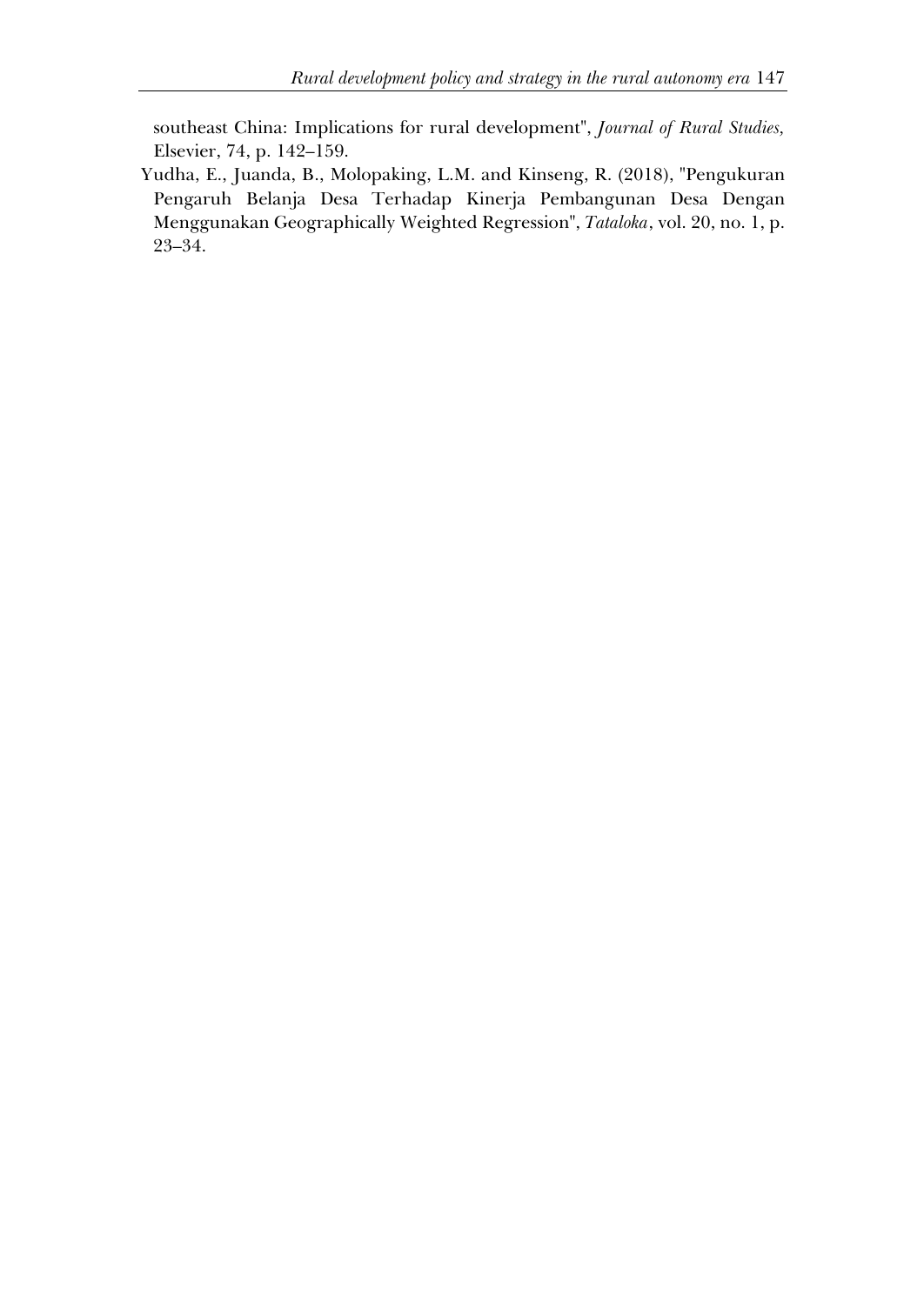southeast China: Implications for rural development", *Journal of Rural Studies,* Elsevier, 74, p. 142–159.

Yudha, E., Juanda, B., Molopaking, L.M. and Kinseng, R. (2018), "Pengukuran Pengaruh Belanja Desa Terhadap Kinerja Pembangunan Desa Dengan Menggunakan Geographically Weighted Regression", *Tataloka*, vol. 20, no. 1, p. 23–34.